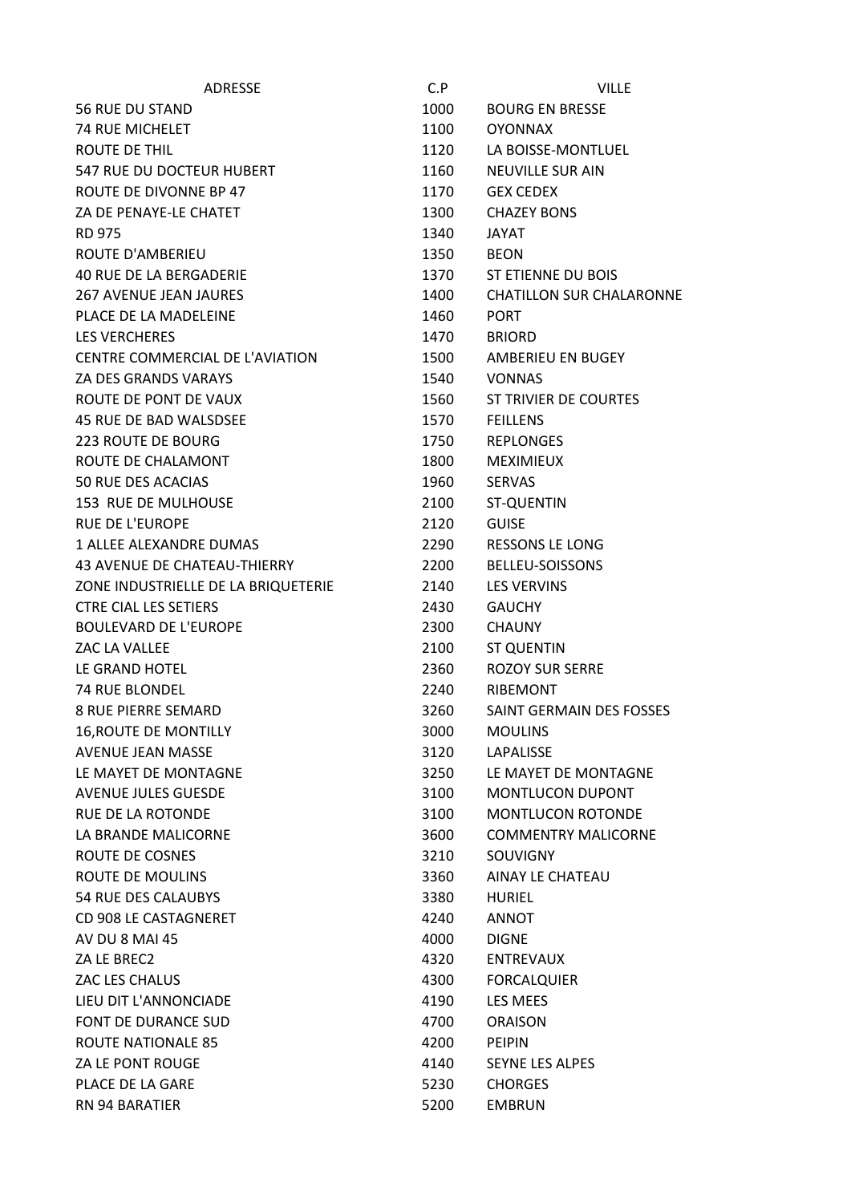| ADRESSE | C.P | VILLE |
|---|---|---|
| 56 RUE DU STAND | 1000 | BOURG EN BRESSE |
| 74 RUE MICHELET | 1100 | OYONNAX |
| ROUTE DE THIL | 1120 | LA BOISSE-MONTLUEL |
| 547 RUE DU DOCTEUR HUBERT | 1160 | NEUVILLE SUR AIN |
| ROUTE DE DIVONNE BP 47 | 1170 | GEX CEDEX |
| ZA DE PENAYE-LE CHATET | 1300 | CHAZEY BONS |
| RD 975 | 1340 | JAYAT |
| ROUTE D'AMBERIEU | 1350 | BEON |
| 40 RUE DE LA BERGADERIE | 1370 | ST ETIENNE DU BOIS |
| 267 AVENUE JEAN JAURES | 1400 | CHATILLON SUR CHALARONNE |
| PLACE DE LA MADELEINE | 1460 | PORT |
| LES VERCHERES | 1470 | BRIORD |
| CENTRE COMMERCIAL DE L'AVIATION | 1500 | AMBERIEU EN BUGEY |
| ZA DES GRANDS VARAYS | 1540 | VONNAS |
| ROUTE DE PONT DE VAUX | 1560 | ST TRIVIER DE COURTES |
| 45 RUE DE BAD WALSDSEE | 1570 | FEILLENS |
| 223 ROUTE DE BOURG | 1750 | REPLONGES |
| ROUTE DE CHALAMONT | 1800 | MEXIMIEUX |
| 50 RUE DES ACACIAS | 1960 | SERVAS |
| 153 RUE DE MULHOUSE | 2100 | ST-QUENTIN |
| RUE DE L'EUROPE | 2120 | GUISE |
| 1 ALLEE ALEXANDRE DUMAS | 2290 | RESSONS LE LONG |
| 43 AVENUE DE CHATEAU-THIERRY | 2200 | BELLEU-SOISSONS |
| ZONE INDUSTRIELLE DE LA BRIQUETERIE | 2140 | LES VERVINS |
| CTRE CIAL LES SETIERS | 2430 | GAUCHY |
| BOULEVARD DE L'EUROPE | 2300 | CHAUNY |
| ZAC LA VALLEE | 2100 | ST QUENTIN |
| LE GRAND HOTEL | 2360 | ROZOY SUR SERRE |
| 74 RUE BLONDEL | 2240 | RIBEMONT |
| 8 RUE PIERRE SEMARD | 3260 | SAINT GERMAIN DES FOSSES |
| 16,ROUTE DE MONTILLY | 3000 | MOULINS |
| AVENUE JEAN MASSE | 3120 | LAPALISSE |
| LE MAYET DE MONTAGNE | 3250 | LE MAYET DE MONTAGNE |
| AVENUE JULES GUESDE | 3100 | MONTLUCON DUPONT |
| RUE DE LA ROTONDE | 3100 | MONTLUCON ROTONDE |
| LA BRANDE MALICORNE | 3600 | COMMENTRY MALICORNE |
| ROUTE DE COSNES | 3210 | SOUVIGNY |
| ROUTE DE MOULINS | 3360 | AINAY LE CHATEAU |
| 54 RUE DES CALAUBYS | 3380 | HURIEL |
| CD 908 LE CASTAGNERET | 4240 | ANNOT |
| AV DU 8 MAI 45 | 4000 | DIGNE |
| ZA LE BREC2 | 4320 | ENTREVAUX |
| ZAC LES CHALUS | 4300 | FORCALQUIER |
| LIEU DIT L'ANNONCIADE | 4190 | LES MEES |
| FONT DE DURANCE SUD | 4700 | ORAISON |
| ROUTE NATIONALE 85 | 4200 | PEIPIN |
| ZA LE PONT ROUGE | 4140 | SEYNE LES ALPES |
| PLACE DE LA GARE | 5230 | CHORGES |
| RN 94 BARATIER | 5200 | EMBRUN |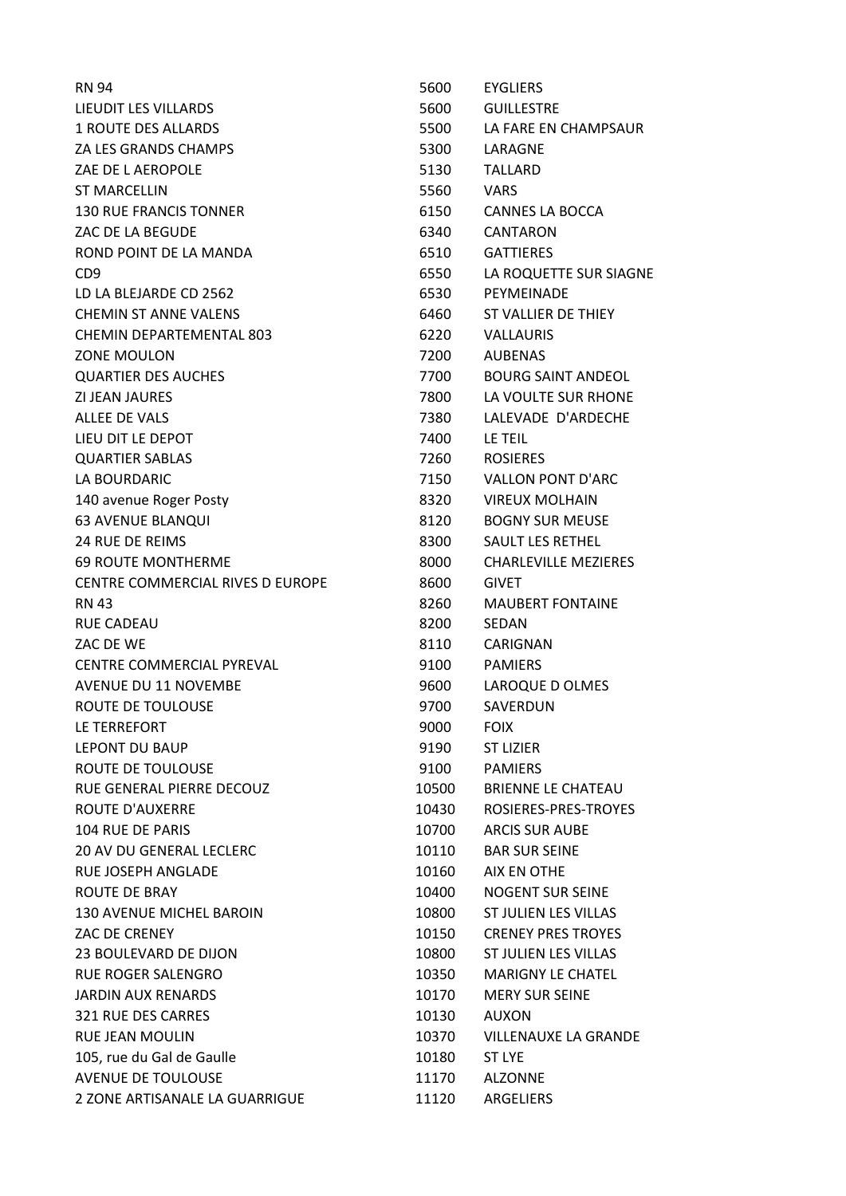| | | |
|---|---|---|
| RN 94 | 5600 | EYGLIERS |
| LIEUDIT LES VILLARDS | 5600 | GUILLESTRE |
| 1 ROUTE DES ALLARDS | 5500 | LA FARE EN CHAMPSAUR |
| ZA LES GRANDS CHAMPS | 5300 | LARAGNE |
| ZAE DE L AEROPOLE | 5130 | TALLARD |
| ST MARCELLIN | 5560 | VARS |
| 130 RUE FRANCIS TONNER | 6150 | CANNES LA BOCCA |
| ZAC DE LA BEGUDE | 6340 | CANTARON |
| ROND POINT DE LA MANDA | 6510 | GATTIERES |
| CD9 | 6550 | LA ROQUETTE SUR SIAGNE |
| LD LA BLEJARDE CD 2562 | 6530 | PEYMEINADE |
| CHEMIN ST ANNE VALENS | 6460 | ST VALLIER DE THIEY |
| CHEMIN DEPARTEMENTAL 803 | 6220 | VALLAURIS |
| ZONE MOULON | 7200 | AUBENAS |
| QUARTIER DES AUCHES | 7700 | BOURG SAINT ANDEOL |
| ZI JEAN JAURES | 7800 | LA VOULTE SUR RHONE |
| ALLEE DE VALS | 7380 | LALEVADE D'ARDECHE |
| LIEU DIT LE DEPOT | 7400 | LE TEIL |
| QUARTIER SABLAS | 7260 | ROSIERES |
| LA BOURDARIC | 7150 | VALLON PONT D'ARC |
| 140 avenue Roger Posty | 8320 | VIREUX MOLHAIN |
| 63 AVENUE BLANQUI | 8120 | BOGNY SUR MEUSE |
| 24 RUE DE REIMS | 8300 | SAULT LES RETHEL |
| 69 ROUTE MONTHERME | 8000 | CHARLEVILLE MEZIERES |
| CENTRE COMMERCIAL RIVES D EUROPE | 8600 | GIVET |
| RN 43 | 8260 | MAUBERT FONTAINE |
| RUE CADEAU | 8200 | SEDAN |
| ZAC DE WE | 8110 | CARIGNAN |
| CENTRE COMMERCIAL PYREVAL | 9100 | PAMIERS |
| AVENUE DU 11 NOVEMBE | 9600 | LAROQUE D OLMES |
| ROUTE DE TOULOUSE | 9700 | SAVERDUN |
| LE TERREFORT | 9000 | FOIX |
| LEPONT DU BAUP | 9190 | ST LIZIER |
| ROUTE DE TOULOUSE | 9100 | PAMIERS |
| RUE GENERAL PIERRE DECOUZ | 10500 | BRIENNE LE CHATEAU |
| ROUTE D'AUXERRE | 10430 | ROSIERES-PRES-TROYES |
| 104 RUE DE PARIS | 10700 | ARCIS SUR AUBE |
| 20 AV DU GENERAL LECLERC | 10110 | BAR SUR SEINE |
| RUE JOSEPH ANGLADE | 10160 | AIX EN OTHE |
| ROUTE DE BRAY | 10400 | NOGENT SUR SEINE |
| 130 AVENUE MICHEL BAROIN | 10800 | ST JULIEN LES VILLAS |
| ZAC DE CRENEY | 10150 | CRENEY PRES TROYES |
| 23 BOULEVARD DE DIJON | 10800 | ST JULIEN LES VILLAS |
| RUE ROGER SALENGRO | 10350 | MARIGNY LE CHATEL |
| JARDIN AUX RENARDS | 10170 | MERY SUR SEINE |
| 321 RUE DES CARRES | 10130 | AUXON |
| RUE JEAN MOULIN | 10370 | VILLENAUXE LA GRANDE |
| 105, rue du Gal de Gaulle | 10180 | ST LYE |
| AVENUE DE TOULOUSE | 11170 | ALZONNE |
| 2 ZONE ARTISANALE LA GUARRIGUE | 11120 | ARGELIERS |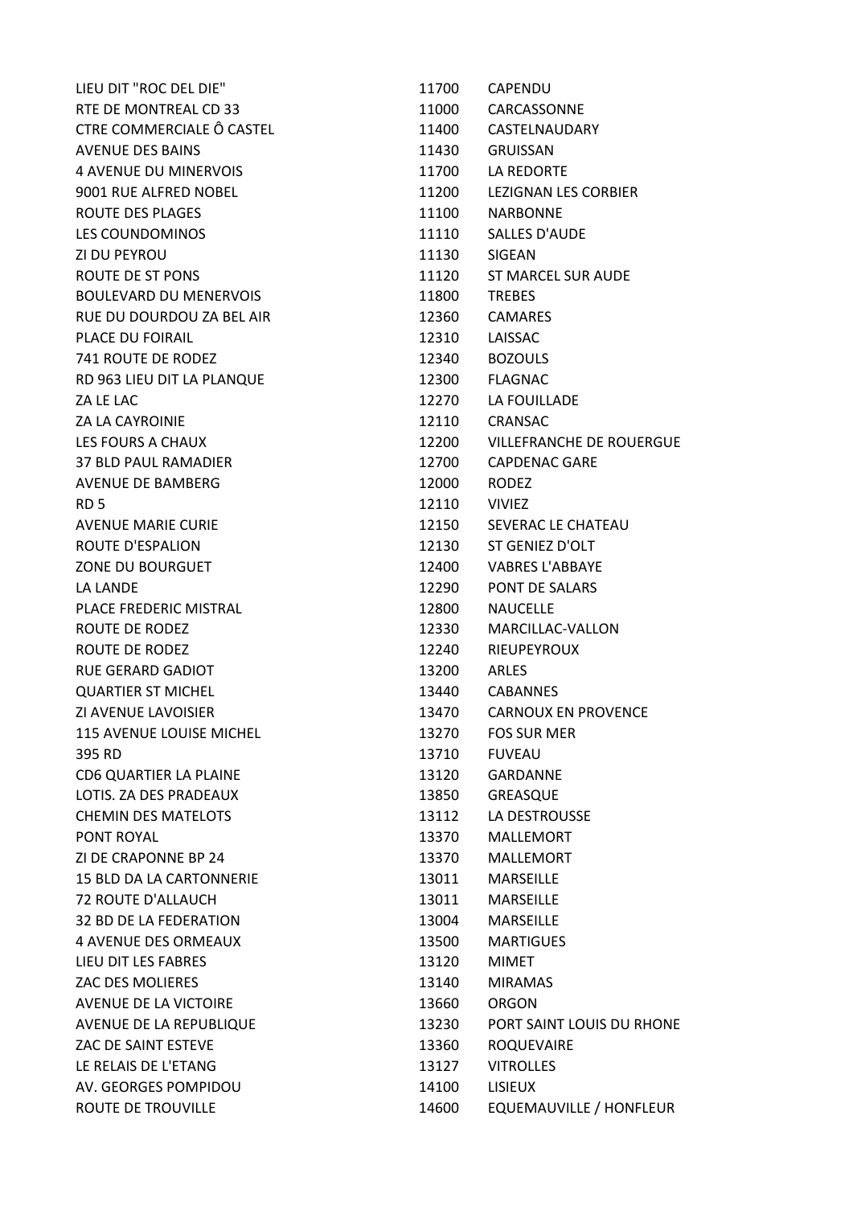| | | |
|---|---|---|
| LIEU DIT "ROC DEL DIE" | 11700 | CAPENDU |
| RTE DE MONTREAL CD 33 | 11000 | CARCASSONNE |
| CTRE COMMERCIALE Ô CASTEL | 11400 | CASTELNAUDARY |
| AVENUE DES BAINS | 11430 | GRUISSAN |
| 4 AVENUE DU MINERVOIS | 11700 | LA REDORTE |
| 9001 RUE ALFRED NOBEL | 11200 | LEZIGNAN LES CORBIER |
| ROUTE DES PLAGES | 11100 | NARBONNE |
| LES COUNDOMINOS | 11110 | SALLES D'AUDE |
| ZI DU PEYROU | 11130 | SIGEAN |
| ROUTE DE ST PONS | 11120 | ST MARCEL SUR AUDE |
| BOULEVARD DU MENERVOIS | 11800 | TREBES |
| RUE DU DOURDOU ZA BEL AIR | 12360 | CAMARES |
| PLACE DU FOIRAIL | 12310 | LAISSAC |
| 741 ROUTE DE RODEZ | 12340 | BOZOULS |
| RD 963 LIEU DIT LA PLANQUE | 12300 | FLAGNAC |
| ZA LE LAC | 12270 | LA FOUILLADE |
| ZA LA CAYROINIE | 12110 | CRANSAC |
| LES FOURS A CHAUX | 12200 | VILLEFRANCHE DE ROUERGUE |
| 37 BLD PAUL RAMADIER | 12700 | CAPDENAC GARE |
| AVENUE DE BAMBERG | 12000 | RODEZ |
| RD 5 | 12110 | VIVIEZ |
| AVENUE MARIE CURIE | 12150 | SEVERAC LE CHATEAU |
| ROUTE D'ESPALION | 12130 | ST GENIEZ D'OLT |
| ZONE DU BOURGUET | 12400 | VABRES L'ABBAYE |
| LA LANDE | 12290 | PONT DE SALARS |
| PLACE FREDERIC MISTRAL | 12800 | NAUCELLE |
| ROUTE DE RODEZ | 12330 | MARCILLAC-VALLON |
| ROUTE DE RODEZ | 12240 | RIEUPEYROUX |
| RUE GERARD GADIOT | 13200 | ARLES |
| QUARTIER ST MICHEL | 13440 | CABANNES |
| ZI AVENUE LAVOISIER | 13470 | CARNOUX EN PROVENCE |
| 115 AVENUE LOUISE MICHEL | 13270 | FOS SUR MER |
| 395 RD | 13710 | FUVEAU |
| CD6 QUARTIER LA PLAINE | 13120 | GARDANNE |
| LOTIS. ZA DES PRADEAUX | 13850 | GREASQUE |
| CHEMIN DES MATELOTS | 13112 | LA DESTROUSSE |
| PONT ROYAL | 13370 | MALLEMORT |
| ZI DE CRAPONNE BP 24 | 13370 | MALLEMORT |
| 15 BLD DA LA CARTONNERIE | 13011 | MARSEILLE |
| 72 ROUTE D'ALLAUCH | 13011 | MARSEILLE |
| 32 BD DE LA FEDERATION | 13004 | MARSEILLE |
| 4 AVENUE DES ORMEAUX | 13500 | MARTIGUES |
| LIEU DIT LES FABRES | 13120 | MIMET |
| ZAC DES MOLIERES | 13140 | MIRAMAS |
| AVENUE DE LA VICTOIRE | 13660 | ORGON |
| AVENUE DE LA REPUBLIQUE | 13230 | PORT SAINT LOUIS DU RHONE |
| ZAC DE SAINT ESTEVE | 13360 | ROQUEVAIRE |
| LE RELAIS DE L'ETANG | 13127 | VITROLLES |
| AV. GEORGES POMPIDOU | 14100 | LISIEUX |
| ROUTE DE TROUVILLE | 14600 | EQUEMAUVILLE / HONFLEUR |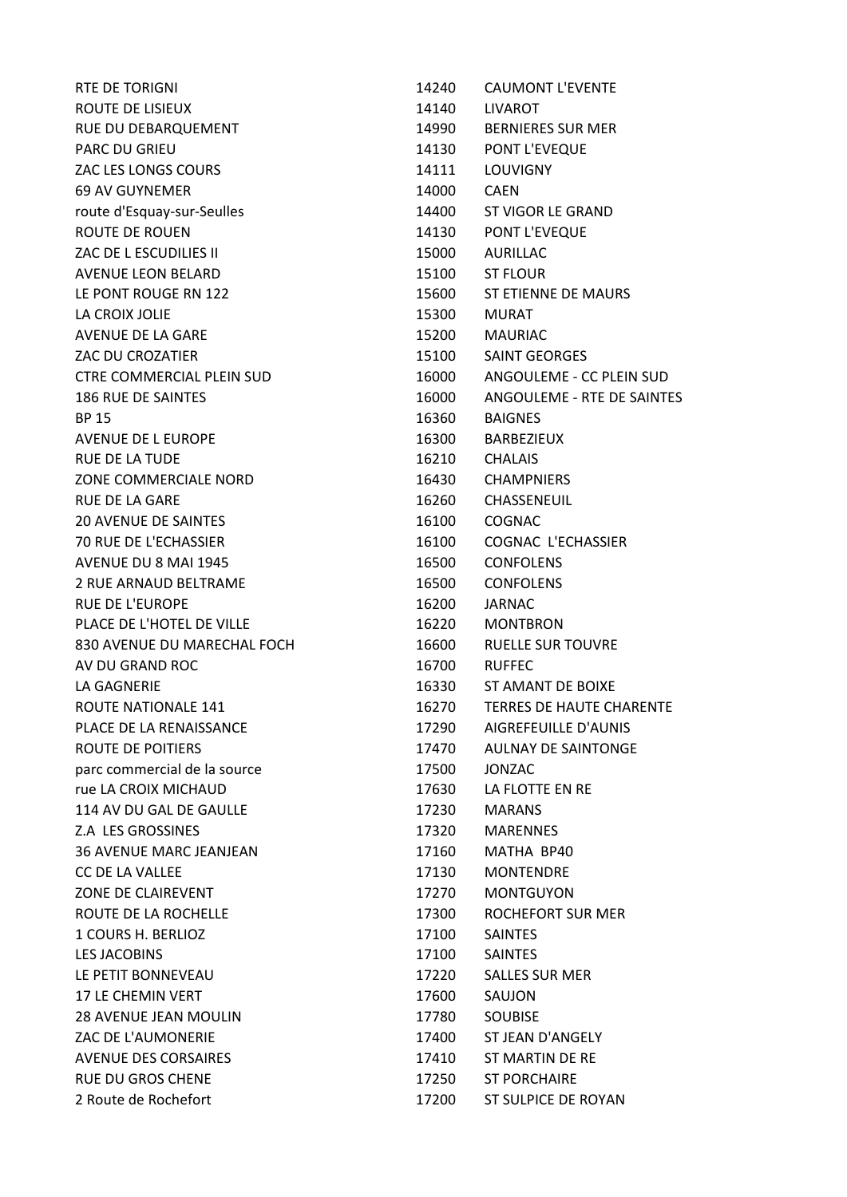| | | |
|---|---|---|
| RTE DE TORIGNI | 14240 | CAUMONT L'EVENTE |
| ROUTE DE LISIEUX | 14140 | LIVAROT |
| RUE DU DEBARQUEMENT | 14990 | BERNIERES SUR MER |
| PARC DU GRIEU | 14130 | PONT L'EVEQUE |
| ZAC LES LONGS COURS | 14111 | LOUVIGNY |
| 69 AV GUYNEMER | 14000 | CAEN |
| route d'Esquay-sur-Seulles | 14400 | ST VIGOR LE GRAND |
| ROUTE DE ROUEN | 14130 | PONT L'EVEQUE |
| ZAC DE L ESCUDILIES II | 15000 | AURILLAC |
| AVENUE LEON BELARD | 15100 | ST FLOUR |
| LE PONT ROUGE RN 122 | 15600 | ST ETIENNE DE MAURS |
| LA CROIX JOLIE | 15300 | MURAT |
| AVENUE DE LA GARE | 15200 | MAURIAC |
| ZAC DU CROZATIER | 15100 | SAINT GEORGES |
| CTRE COMMERCIAL PLEIN SUD | 16000 | ANGOULEME - CC PLEIN SUD |
| 186 RUE DE SAINTES | 16000 | ANGOULEME - RTE DE SAINTES |
| BP 15 | 16360 | BAIGNES |
| AVENUE DE L EUROPE | 16300 | BARBEZIEUX |
| RUE DE LA TUDE | 16210 | CHALAIS |
| ZONE COMMERCIALE NORD | 16430 | CHAMPNIERS |
| RUE DE LA GARE | 16260 | CHASSENEUIL |
| 20 AVENUE DE SAINTES | 16100 | COGNAC |
| 70 RUE DE L'ECHASSIER | 16100 | COGNAC L'ECHASSIER |
| AVENUE DU 8 MAI 1945 | 16500 | CONFOLENS |
| 2 RUE ARNAUD BELTRAME | 16500 | CONFOLENS |
| RUE DE L'EUROPE | 16200 | JARNAC |
| PLACE DE L'HOTEL DE VILLE | 16220 | MONTBRON |
| 830 AVENUE DU MARECHAL FOCH | 16600 | RUELLE SUR TOUVRE |
| AV DU GRAND ROC | 16700 | RUFFEC |
| LA GAGNERIE | 16330 | ST AMANT DE BOIXE |
| ROUTE NATIONALE 141 | 16270 | TERRES DE HAUTE CHARENTE |
| PLACE DE LA RENAISSANCE | 17290 | AIGREFEUILLE D'AUNIS |
| ROUTE DE POITIERS | 17470 | AULNAY DE SAINTONGE |
| parc commercial de la source | 17500 | JONZAC |
| rue LA CROIX MICHAUD | 17630 | LA FLOTTE EN RE |
| 114 AV DU GAL DE GAULLE | 17230 | MARANS |
| Z.A LES GROSSINES | 17320 | MARENNES |
| 36 AVENUE MARC JEANJEAN | 17160 | MATHA BP40 |
| CC DE LA VALLEE | 17130 | MONTENDRE |
| ZONE DE CLAIREVENT | 17270 | MONTGUYON |
| ROUTE DE LA ROCHELLE | 17300 | ROCHEFORT SUR MER |
| 1 COURS H. BERLIOZ | 17100 | SAINTES |
| LES JACOBINS | 17100 | SAINTES |
| LE PETIT BONNEVEAU | 17220 | SALLES SUR MER |
| 17 LE CHEMIN VERT | 17600 | SAUJON |
| 28 AVENUE JEAN MOULIN | 17780 | SOUBISE |
| ZAC DE L'AUMONERIE | 17400 | ST JEAN D'ANGELY |
| AVENUE DES CORSAIRES | 17410 | ST MARTIN DE RE |
| RUE DU GROS CHENE | 17250 | ST PORCHAIRE |
| 2 Route de Rochefort | 17200 | ST SULPICE DE ROYAN |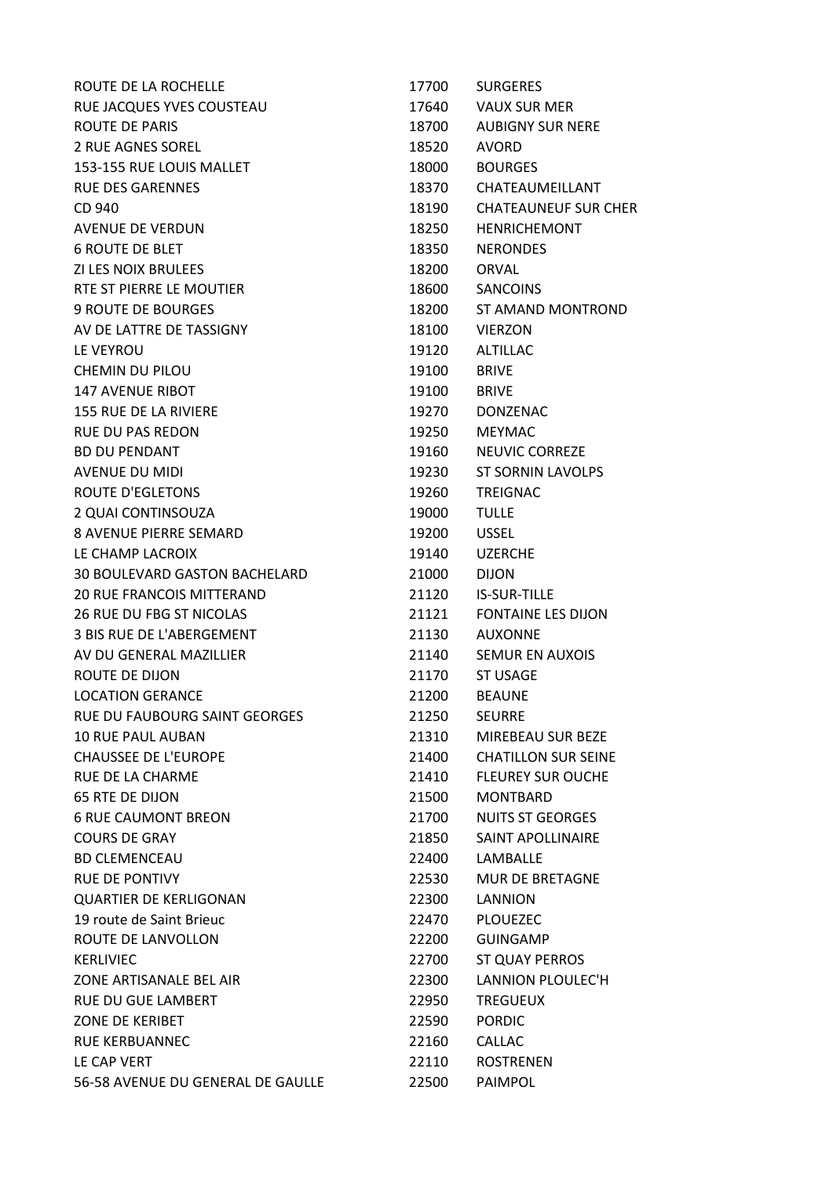| | | |
|---|---|---|
| ROUTE DE LA ROCHELLE | 17700 | SURGERES |
| RUE JACQUES YVES COUSTEAU | 17640 | VAUX SUR MER |
| ROUTE DE PARIS | 18700 | AUBIGNY SUR NERE |
| 2 RUE AGNES SOREL | 18520 | AVORD |
| 153-155 RUE LOUIS MALLET | 18000 | BOURGES |
| RUE DES GARENNES | 18370 | CHATEAUMEILLANT |
| CD 940 | 18190 | CHATEAUNEUF SUR CHER |
| AVENUE DE VERDUN | 18250 | HENRICHEMONT |
| 6 ROUTE DE BLET | 18350 | NERONDES |
| ZI LES NOIX BRULEES | 18200 | ORVAL |
| RTE ST PIERRE LE MOUTIER | 18600 | SANCOINS |
| 9 ROUTE DE BOURGES | 18200 | ST AMAND MONTROND |
| AV DE LATTRE DE TASSIGNY | 18100 | VIERZON |
| LE VEYROU | 19120 | ALTILLAC |
| CHEMIN DU PILOU | 19100 | BRIVE |
| 147 AVENUE RIBOT | 19100 | BRIVE |
| 155 RUE DE LA RIVIERE | 19270 | DONZENAC |
| RUE DU PAS REDON | 19250 | MEYMAC |
| BD DU PENDANT | 19160 | NEUVIC CORREZE |
| AVENUE DU MIDI | 19230 | ST SORNIN LAVOLPS |
| ROUTE D'EGLETONS | 19260 | TREIGNAC |
| 2 QUAI CONTINSOUZA | 19000 | TULLE |
| 8 AVENUE PIERRE SEMARD | 19200 | USSEL |
| LE CHAMP LACROIX | 19140 | UZERCHE |
| 30 BOULEVARD GASTON BACHELARD | 21000 | DIJON |
| 20 RUE FRANCOIS MITTERAND | 21120 | IS-SUR-TILLE |
| 26 RUE DU FBG ST NICOLAS | 21121 | FONTAINE LES DIJON |
| 3 BIS RUE DE L'ABERGEMENT | 21130 | AUXONNE |
| AV DU GENERAL MAZILLIER | 21140 | SEMUR EN AUXOIS |
| ROUTE DE DIJON | 21170 | ST USAGE |
| LOCATION GERANCE | 21200 | BEAUNE |
| RUE DU FAUBOURG SAINT GEORGES | 21250 | SEURRE |
| 10 RUE PAUL AUBAN | 21310 | MIREBEAU SUR BEZE |
| CHAUSSEE DE L'EUROPE | 21400 | CHATILLON SUR SEINE |
| RUE DE LA CHARME | 21410 | FLEUREY SUR OUCHE |
| 65 RTE DE DIJON | 21500 | MONTBARD |
| 6 RUE CAUMONT BREON | 21700 | NUITS ST GEORGES |
| COURS DE GRAY | 21850 | SAINT APOLLINAIRE |
| BD CLEMENCEAU | 22400 | LAMBALLE |
| RUE DE PONTIVY | 22530 | MUR DE BRETAGNE |
| QUARTIER DE KERLIGONAN | 22300 | LANNION |
| 19 route de Saint Brieuc | 22470 | PLOUEZEC |
| ROUTE DE LANVOLLON | 22200 | GUINGAMP |
| KERLIVIEC | 22700 | ST QUAY PERROS |
| ZONE ARTISANALE BEL AIR | 22300 | LANNION PLOULEC'H |
| RUE DU GUE LAMBERT | 22950 | TREGUEUX |
| ZONE DE KERIBET | 22590 | PORDIC |
| RUE KERBUANNEC | 22160 | CALLAC |
| LE CAP VERT | 22110 | ROSTRENEN |
| 56-58 AVENUE DU GENERAL DE GAULLE | 22500 | PAIMPOL |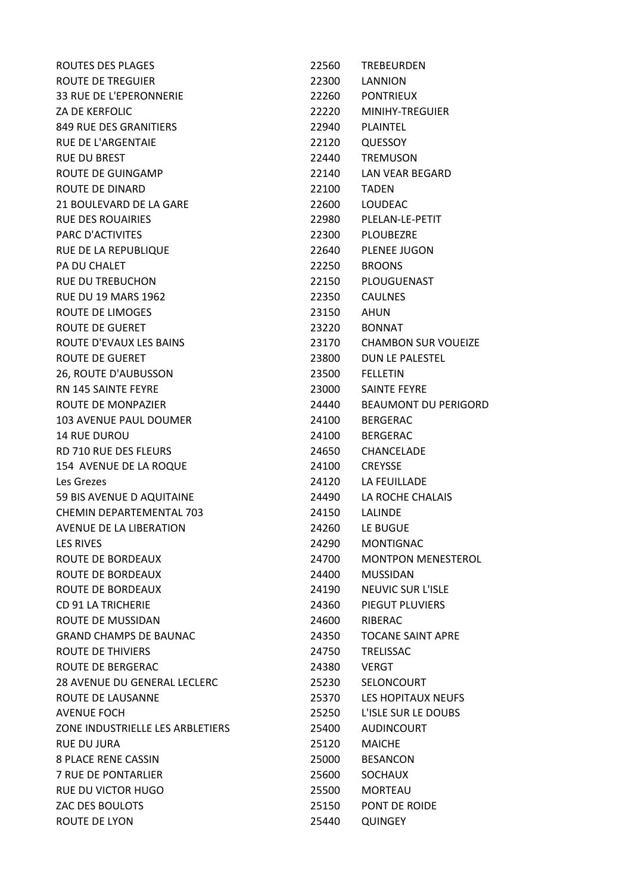| | | |
|---|---|---|
| ROUTES DES PLAGES | 22560 | TREBEURDEN |
| ROUTE DE TREGUIER | 22300 | LANNION |
| 33 RUE DE L'EPERONNERIE | 22260 | PONTRIEUX |
| ZA DE KERFOLIC | 22220 | MINIHY-TREGUIER |
| 849 RUE DES GRANITIERS | 22940 | PLAINTEL |
| RUE DE L'ARGENTAIE | 22120 | QUESSOY |
| RUE DU BREST | 22440 | TREMUSON |
| ROUTE DE GUINGAMP | 22140 | LAN VEAR BEGARD |
| ROUTE DE DINARD | 22100 | TADEN |
| 21 BOULEVARD DE LA GARE | 22600 | LOUDEAC |
| RUE DES ROUAIRIES | 22980 | PLELAN-LE-PETIT |
| PARC D'ACTIVITES | 22300 | PLOUBEZRE |
| RUE DE LA REPUBLIQUE | 22640 | PLENEE JUGON |
| PA DU CHALET | 22250 | BROONS |
| RUE DU TREBUCHON | 22150 | PLOUGUENAST |
| RUE DU 19 MARS 1962 | 22350 | CAULNES |
| ROUTE DE LIMOGES | 23150 | AHUN |
| ROUTE DE GUERET | 23220 | BONNAT |
| ROUTE D'EVAUX LES BAINS | 23170 | CHAMBON SUR VOUEIZE |
| ROUTE DE GUERET | 23800 | DUN LE PALESTEL |
| 26, ROUTE D'AUBUSSON | 23500 | FELLETIN |
| RN 145 SAINTE FEYRE | 23000 | SAINTE FEYRE |
| ROUTE DE MONPAZIER | 24440 | BEAUMONT DU PERIGORD |
| 103 AVENUE PAUL DOUMER | 24100 | BERGERAC |
| 14 RUE DUROU | 24100 | BERGERAC |
| RD 710 RUE DES FLEURS | 24650 | CHANCELADE |
| 154 AVENUE DE LA ROQUE | 24100 | CREYSSE |
| Les Grezes | 24120 | LA FEUILLADE |
| 59 BIS AVENUE D AQUITAINE | 24490 | LA ROCHE CHALAIS |
| CHEMIN DEPARTEMENTAL 703 | 24150 | LALINDE |
| AVENUE DE LA LIBERATION | 24260 | LE BUGUE |
| LES RIVES | 24290 | MONTIGNAC |
| ROUTE DE BORDEAUX | 24700 | MONTPON MENESTEROL |
| ROUTE DE BORDEAUX | 24400 | MUSSIDAN |
| ROUTE DE BORDEAUX | 24190 | NEUVIC SUR L'ISLE |
| CD 91 LA TRICHERIE | 24360 | PIEGUT PLUVIERS |
| ROUTE DE MUSSIDAN | 24600 | RIBERAC |
| GRAND CHAMPS DE BAUNAC | 24350 | TOCANE SAINT APRE |
| ROUTE DE THIVIERS | 24750 | TRELISSAC |
| ROUTE DE BERGERAC | 24380 | VERGT |
| 28 AVENUE DU GENERAL LECLERC | 25230 | SELONCOURT |
| ROUTE DE LAUSANNE | 25370 | LES HOPITAUX NEUFS |
| AVENUE FOCH | 25250 | L'ISLE SUR LE DOUBS |
| ZONE INDUSTRIELLE LES ARBLETIERS | 25400 | AUDINCOURT |
| RUE DU JURA | 25120 | MAICHE |
| 8 PLACE RENE CASSIN | 25000 | BESANCON |
| 7 RUE DE PONTARLIER | 25600 | SOCHAUX |
| RUE DU VICTOR HUGO | 25500 | MORTEAU |
| ZAC DES BOULOTS | 25150 | PONT DE ROIDE |
| ROUTE DE LYON | 25440 | QUINGEY |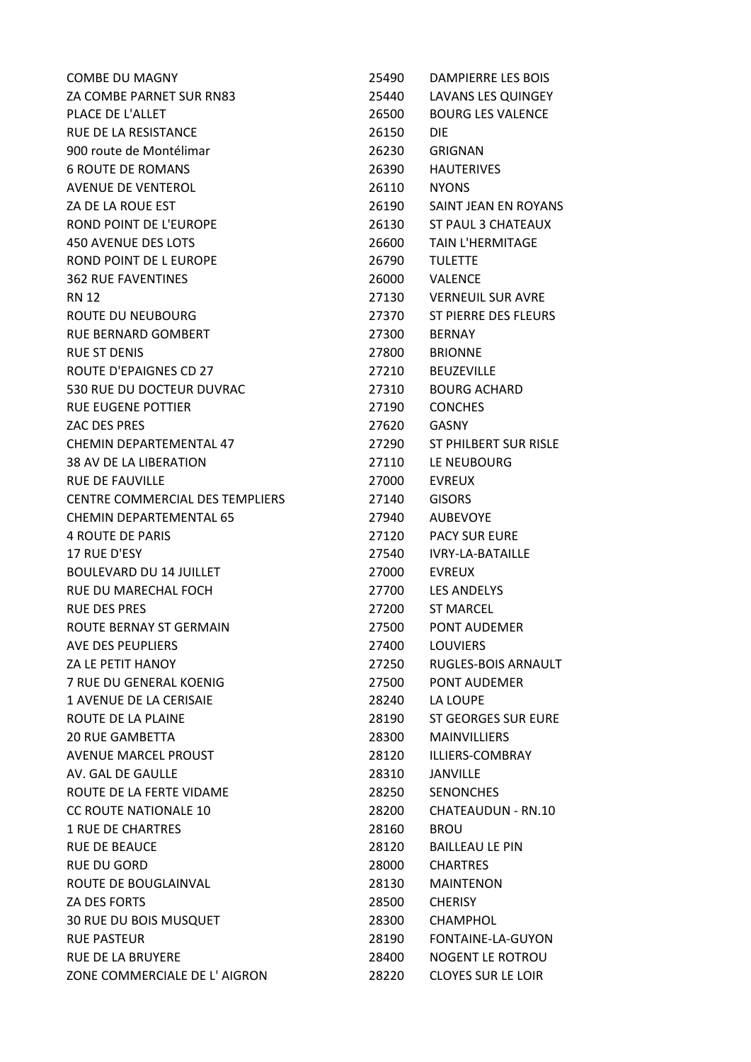| | | |
|---|---|---|
| COMBE DU MAGNY | 25490 | DAMPIERRE LES BOIS |
| ZA COMBE PARNET SUR RN83 | 25440 | LAVANS LES QUINGEY |
| PLACE DE L'ALLET | 26500 | BOURG LES VALENCE |
| RUE DE LA RESISTANCE | 26150 | DIE |
| 900 route de Montélimar | 26230 | GRIGNAN |
| 6 ROUTE DE ROMANS | 26390 | HAUTERIVES |
| AVENUE DE VENTEROL | 26110 | NYONS |
| ZA DE LA ROUE EST | 26190 | SAINT JEAN EN ROYANS |
| ROND POINT DE L'EUROPE | 26130 | ST PAUL 3 CHATEAUX |
| 450 AVENUE DES LOTS | 26600 | TAIN L'HERMITAGE |
| ROND POINT DE L EUROPE | 26790 | TULETTE |
| 362 RUE FAVENTINES | 26000 | VALENCE |
| RN 12 | 27130 | VERNEUIL SUR AVRE |
| ROUTE DU NEUBOURG | 27370 | ST PIERRE DES FLEURS |
| RUE BERNARD GOMBERT | 27300 | BERNAY |
| RUE ST DENIS | 27800 | BRIONNE |
| ROUTE D'EPAIGNES CD 27 | 27210 | BEUZEVILLE |
| 530 RUE DU DOCTEUR DUVRAC | 27310 | BOURG ACHARD |
| RUE EUGENE POTTIER | 27190 | CONCHES |
| ZAC DES PRES | 27620 | GASNY |
| CHEMIN DEPARTEMENTAL 47 | 27290 | ST PHILBERT SUR RISLE |
| 38 AV DE LA LIBERATION | 27110 | LE NEUBOURG |
| RUE DE FAUVILLE | 27000 | EVREUX |
| CENTRE COMMERCIAL DES TEMPLIERS | 27140 | GISORS |
| CHEMIN DEPARTEMENTAL 65 | 27940 | AUBEVOYE |
| 4 ROUTE DE PARIS | 27120 | PACY SUR EURE |
| 17 RUE D'ESY | 27540 | IVRY-LA-BATAILLE |
| BOULEVARD DU 14 JUILLET | 27000 | EVREUX |
| RUE DU MARECHAL FOCH | 27700 | LES ANDELYS |
| RUE DES PRES | 27200 | ST MARCEL |
| ROUTE BERNAY ST GERMAIN | 27500 | PONT AUDEMER |
| AVE DES PEUPLIERS | 27400 | LOUVIERS |
| ZA LE PETIT HANOY | 27250 | RUGLES-BOIS ARNAULT |
| 7 RUE DU GENERAL KOENIG | 27500 | PONT AUDEMER |
| 1 AVENUE DE LA CERISAIE | 28240 | LA LOUPE |
| ROUTE DE LA PLAINE | 28190 | ST GEORGES SUR EURE |
| 20 RUE GAMBETTA | 28300 | MAINVILLIERS |
| AVENUE MARCEL PROUST | 28120 | ILLIERS-COMBRAY |
| AV. GAL DE GAULLE | 28310 | JANVILLE |
| ROUTE DE LA FERTE VIDAME | 28250 | SENONCHES |
| CC ROUTE NATIONALE 10 | 28200 | CHATEAUDUN - RN.10 |
| 1 RUE DE CHARTRES | 28160 | BROU |
| RUE DE BEAUCE | 28120 | BAILLEAU LE PIN |
| RUE DU GORD | 28000 | CHARTRES |
| ROUTE DE BOUGLAINVAL | 28130 | MAINTENON |
| ZA DES FORTS | 28500 | CHERISY |
| 30 RUE DU BOIS MUSQUET | 28300 | CHAMPHOL |
| RUE PASTEUR | 28190 | FONTAINE-LA-GUYON |
| RUE DE LA BRUYERE | 28400 | NOGENT LE ROTROU |
| ZONE COMMERCIALE DE L' AIGRON | 28220 | CLOYES SUR LE LOIR |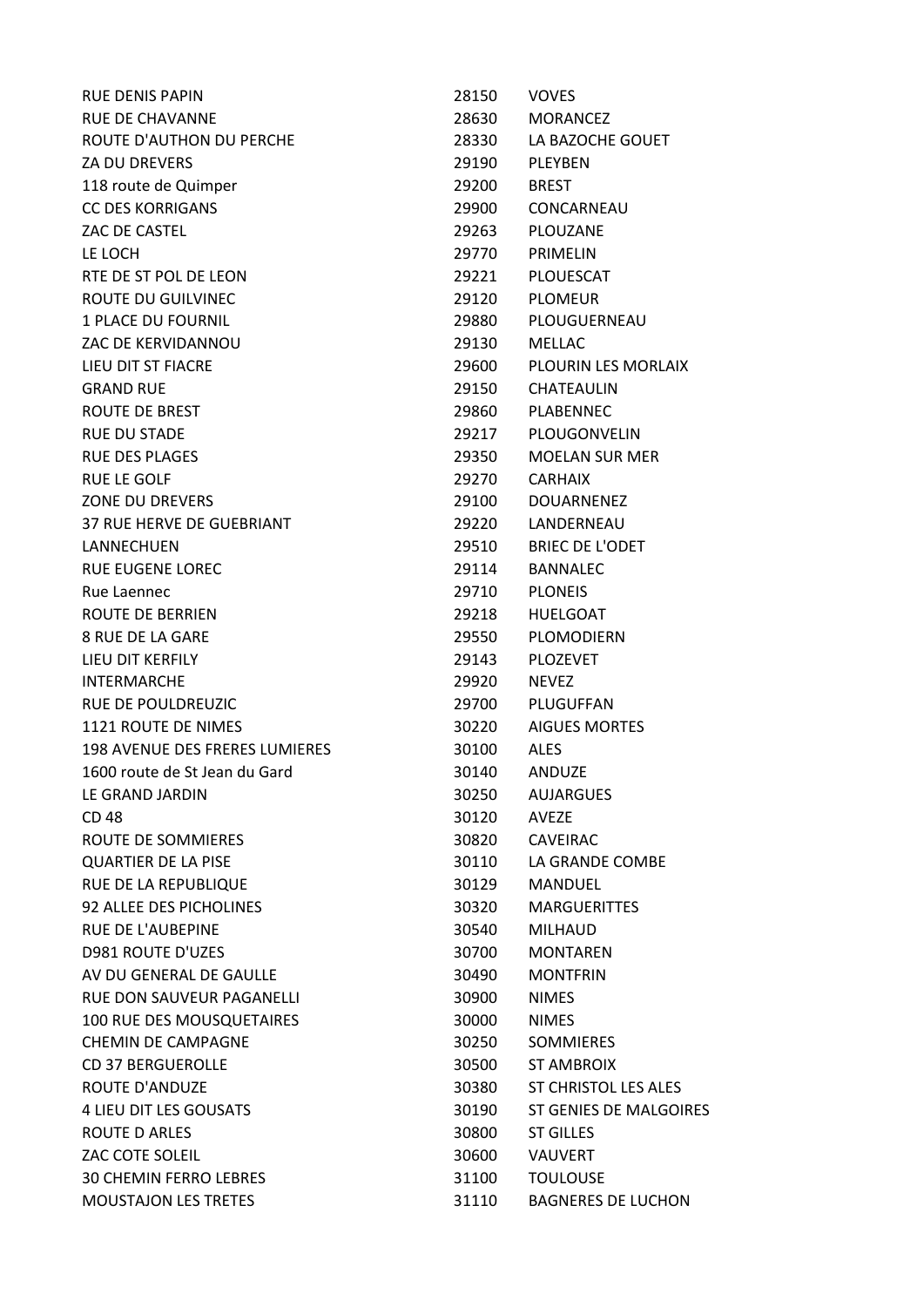| | | |
|---|---|---|
| RUE DENIS PAPIN | 28150 | VOVES |
| RUE DE CHAVANNE | 28630 | MORANCEZ |
| ROUTE D'AUTHON DU PERCHE | 28330 | LA BAZOCHE GOUET |
| ZA DU DREVERS | 29190 | PLEYBEN |
| 118 route de Quimper | 29200 | BREST |
| CC DES KORRIGANS | 29900 | CONCARNEAU |
| ZAC DE CASTEL | 29263 | PLOUZANE |
| LE LOCH | 29770 | PRIMELIN |
| RTE DE ST POL DE LEON | 29221 | PLOUESCAT |
| ROUTE DU GUILVINEC | 29120 | PLOMEUR |
| 1 PLACE DU FOURNIL | 29880 | PLOUGUERNEAU |
| ZAC DE KERVIDANNOU | 29130 | MELLAC |
| LIEU DIT ST FIACRE | 29600 | PLOURIN LES MORLAIX |
| GRAND RUE | 29150 | CHATEAULIN |
| ROUTE DE BREST | 29860 | PLABENNEC |
| RUE DU STADE | 29217 | PLOUGONVELIN |
| RUE DES PLAGES | 29350 | MOELAN SUR MER |
| RUE LE GOLF | 29270 | CARHAIX |
| ZONE DU DREVERS | 29100 | DOUARNENEZ |
| 37 RUE HERVE DE GUEBRIANT | 29220 | LANDERNEAU |
| LANNECHUEN | 29510 | BRIEC DE L'ODET |
| RUE EUGENE LOREC | 29114 | BANNALEC |
| Rue Laennec | 29710 | PLONEIS |
| ROUTE DE BERRIEN | 29218 | HUELGOAT |
| 8 RUE DE LA GARE | 29550 | PLOMODIERN |
| LIEU DIT KERFILY | 29143 | PLOZEVET |
| INTERMARCHE | 29920 | NEVEZ |
| RUE DE POULDREUZIC | 29700 | PLUGUFFAN |
| 1121 ROUTE DE NIMES | 30220 | AIGUES MORTES |
| 198 AVENUE DES FRERES LUMIERES | 30100 | ALES |
| 1600 route de St Jean du Gard | 30140 | ANDUZE |
| LE GRAND JARDIN | 30250 | AUJARGUES |
| CD 48 | 30120 | AVEZE |
| ROUTE DE SOMMIERES | 30820 | CAVEIRAC |
| QUARTIER DE LA PISE | 30110 | LA GRANDE COMBE |
| RUE DE LA REPUBLIQUE | 30129 | MANDUEL |
| 92 ALLEE DES PICHOLINES | 30320 | MARGUERITTES |
| RUE DE L'AUBEPINE | 30540 | MILHAUD |
| D981 ROUTE D'UZES | 30700 | MONTAREN |
| AV DU GENERAL DE GAULLE | 30490 | MONTFRIN |
| RUE DON SAUVEUR PAGANELLI | 30900 | NIMES |
| 100 RUE DES MOUSQUETAIRES | 30000 | NIMES |
| CHEMIN DE CAMPAGNE | 30250 | SOMMIERES |
| CD 37 BERGUEROLLE | 30500 | ST AMBROIX |
| ROUTE D'ANDUZE | 30380 | ST CHRISTOL LES ALES |
| 4 LIEU DIT LES GOUSATS | 30190 | ST GENIES DE MALGOIRES |
| ROUTE D ARLES | 30800 | ST GILLES |
| ZAC COTE SOLEIL | 30600 | VAUVERT |
| 30 CHEMIN FERRO LEBRES | 31100 | TOULOUSE |
| MOUSTAJON LES TRETES | 31110 | BAGNERES DE LUCHON |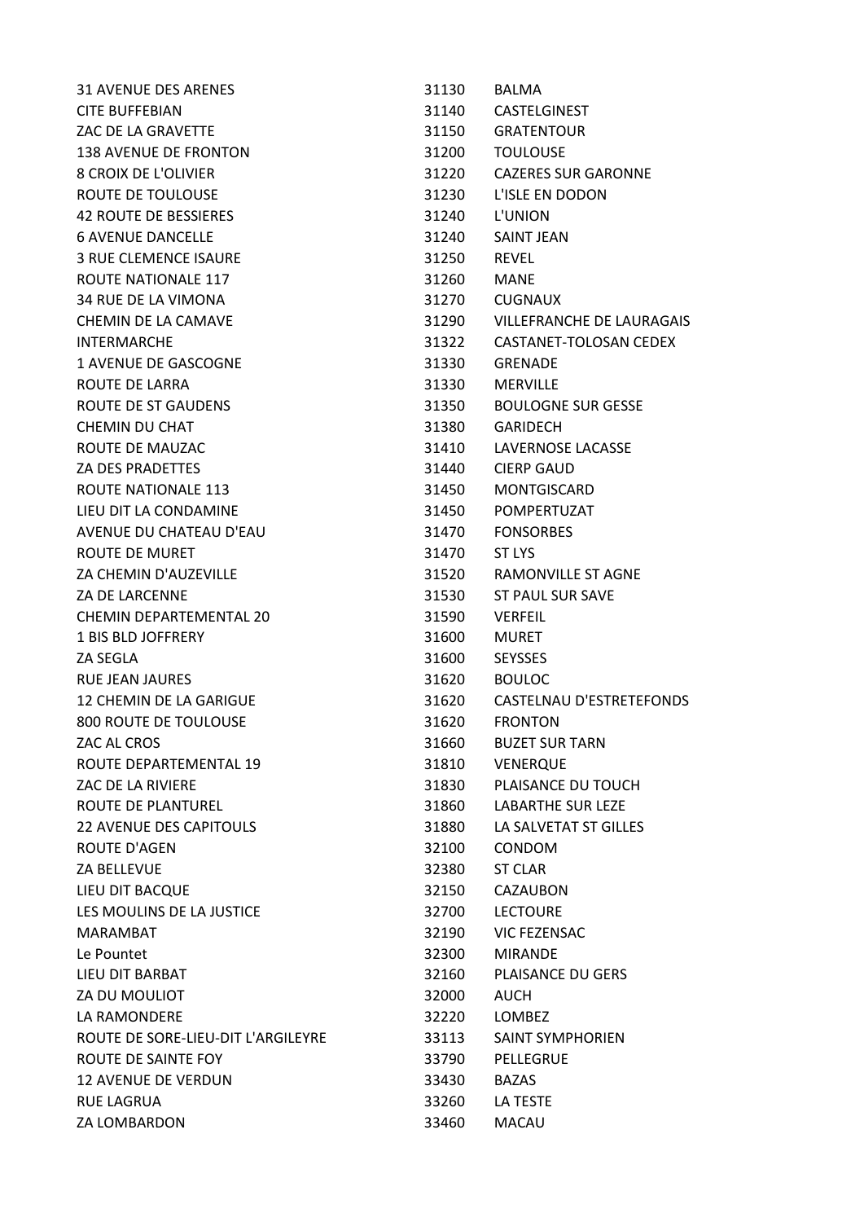| | | |
|---|---|---|
| 31 AVENUE DES ARENES | 31130 | BALMA |
| CITE BUFFEBIAN | 31140 | CASTELGINEST |
| ZAC DE LA GRAVETTE | 31150 | GRATENTOUR |
| 138 AVENUE DE FRONTON | 31200 | TOULOUSE |
| 8 CROIX DE L'OLIVIER | 31220 | CAZERES SUR GARONNE |
| ROUTE DE TOULOUSE | 31230 | L'ISLE EN DODON |
| 42 ROUTE DE BESSIERES | 31240 | L'UNION |
| 6 AVENUE DANCELLE | 31240 | SAINT JEAN |
| 3 RUE CLEMENCE ISAURE | 31250 | REVEL |
| ROUTE NATIONALE 117 | 31260 | MANE |
| 34 RUE DE LA VIMONA | 31270 | CUGNAUX |
| CHEMIN DE LA CAMAVE | 31290 | VILLEFRANCHE DE LAURAGAIS |
| INTERMARCHE | 31322 | CASTANET-TOLOSAN CEDEX |
| 1 AVENUE DE GASCOGNE | 31330 | GRENADE |
| ROUTE DE LARRA | 31330 | MERVILLE |
| ROUTE DE ST GAUDENS | 31350 | BOULOGNE SUR GESSE |
| CHEMIN DU CHAT | 31380 | GARIDECH |
| ROUTE DE MAUZAC | 31410 | LAVERNOSE LACASSE |
| ZA DES PRADETTES | 31440 | CIERP GAUD |
| ROUTE NATIONALE 113 | 31450 | MONTGISCARD |
| LIEU DIT LA CONDAMINE | 31450 | POMPERTUZAT |
| AVENUE DU CHATEAU D'EAU | 31470 | FONSORBES |
| ROUTE DE MURET | 31470 | ST LYS |
| ZA CHEMIN D'AUZEVILLE | 31520 | RAMONVILLE ST AGNE |
| ZA DE LARCENNE | 31530 | ST PAUL SUR SAVE |
| CHEMIN DEPARTEMENTAL 20 | 31590 | VERFEIL |
| 1 BIS BLD JOFFRERY | 31600 | MURET |
| ZA SEGLA | 31600 | SEYSSES |
| RUE JEAN JAURES | 31620 | BOULOC |
| 12 CHEMIN DE LA GARIGUE | 31620 | CASTELNAU D'ESTRETEFONDS |
| 800 ROUTE DE TOULOUSE | 31620 | FRONTON |
| ZAC AL CROS | 31660 | BUZET SUR TARN |
| ROUTE DEPARTEMENTAL 19 | 31810 | VENERQUE |
| ZAC DE LA RIVIERE | 31830 | PLAISANCE DU TOUCH |
| ROUTE DE PLANTUREL | 31860 | LABARTHE SUR LEZE |
| 22 AVENUE DES CAPITOULS | 31880 | LA SALVETAT ST GILLES |
| ROUTE D'AGEN | 32100 | CONDOM |
| ZA BELLEVUE | 32380 | ST CLAR |
| LIEU DIT BACQUE | 32150 | CAZAUBON |
| LES MOULINS DE LA JUSTICE | 32700 | LECTOURE |
| MARAMBAT | 32190 | VIC FEZENSAC |
| Le Pountet | 32300 | MIRANDE |
| LIEU DIT BARBAT | 32160 | PLAISANCE DU GERS |
| ZA DU MOULIOT | 32000 | AUCH |
| LA RAMONDERE | 32220 | LOMBEZ |
| ROUTE DE SORE-LIEU-DIT L'ARGILEYRE | 33113 | SAINT SYMPHORIEN |
| ROUTE DE SAINTE FOY | 33790 | PELLEGRUE |
| 12 AVENUE DE VERDUN | 33430 | BAZAS |
| RUE LAGRUA | 33260 | LA TESTE |
| ZA LOMBARDON | 33460 | MACAU |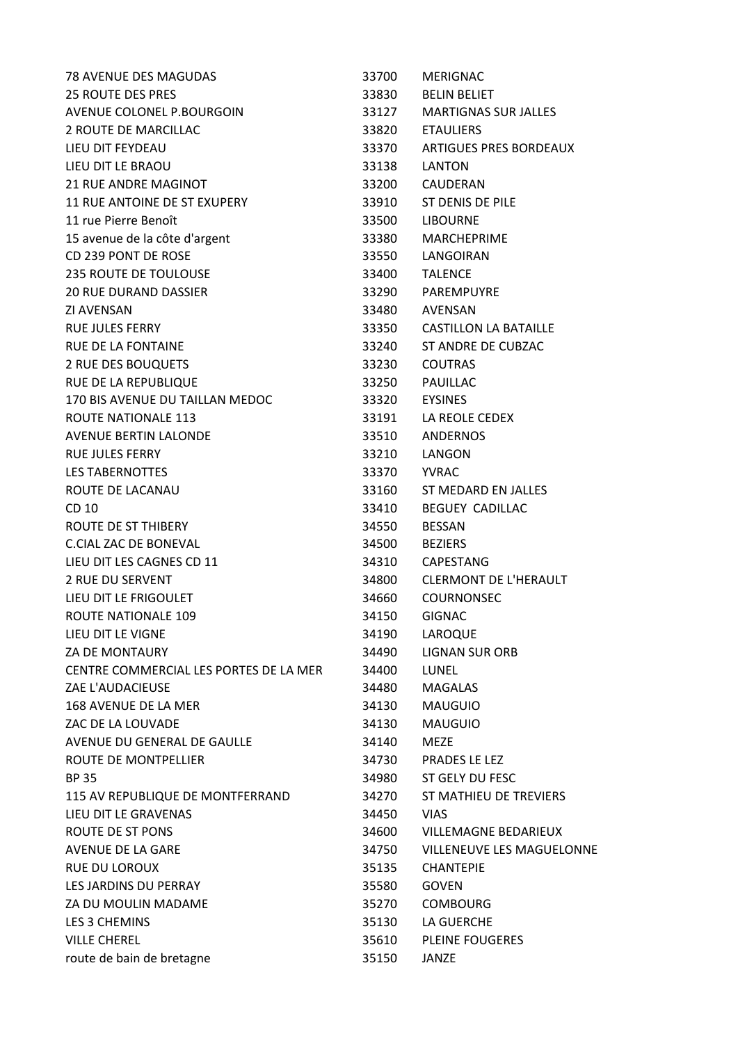| | | |
|---|---|---|
| 78 AVENUE DES MAGUDAS | 33700 | MERIGNAC |
| 25 ROUTE DES PRES | 33830 | BELIN BELIET |
| AVENUE COLONEL P.BOURGOIN | 33127 | MARTIGNAS SUR JALLES |
| 2 ROUTE DE MARCILLAC | 33820 | ETAULIERS |
| LIEU DIT FEYDEAU | 33370 | ARTIGUES PRES BORDEAUX |
| LIEU DIT LE BRAOU | 33138 | LANTON |
| 21 RUE ANDRE MAGINOT | 33200 | CAUDERAN |
| 11 RUE ANTOINE DE ST EXUPERY | 33910 | ST DENIS DE PILE |
| 11 rue Pierre Benoît | 33500 | LIBOURNE |
| 15 avenue de la côte d'argent | 33380 | MARCHEPRIME |
| CD 239 PONT DE ROSE | 33550 | LANGOIRAN |
| 235 ROUTE DE TOULOUSE | 33400 | TALENCE |
| 20 RUE DURAND DASSIER | 33290 | PAREMPUYRE |
| ZI AVENSAN | 33480 | AVENSAN |
| RUE JULES FERRY | 33350 | CASTILLON LA BATAILLE |
| RUE DE LA FONTAINE | 33240 | ST ANDRE DE CUBZAC |
| 2 RUE DES BOUQUETS | 33230 | COUTRAS |
| RUE DE LA REPUBLIQUE | 33250 | PAUILLAC |
| 170 BIS AVENUE DU TAILLAN MEDOC | 33320 | EYSINES |
| ROUTE NATIONALE 113 | 33191 | LA REOLE CEDEX |
| AVENUE BERTIN LALONDE | 33510 | ANDERNOS |
| RUE JULES FERRY | 33210 | LANGON |
| LES TABERNOTTES | 33370 | YVRAC |
| ROUTE DE LACANAU | 33160 | ST MEDARD EN JALLES |
| CD 10 | 33410 | BEGUEY CADILLAC |
| ROUTE DE ST THIBERY | 34550 | BESSAN |
| C.CIAL ZAC DE BONEVAL | 34500 | BEZIERS |
| LIEU DIT LES CAGNES CD 11 | 34310 | CAPESTANG |
| 2 RUE DU SERVENT | 34800 | CLERMONT DE L'HERAULT |
| LIEU DIT LE FRIGOULET | 34660 | COURNONSEC |
| ROUTE NATIONALE 109 | 34150 | GIGNAC |
| LIEU DIT LE VIGNE | 34190 | LAROQUE |
| ZA DE MONTAURY | 34490 | LIGNAN SUR ORB |
| CENTRE COMMERCIAL LES PORTES DE LA MER | 34400 | LUNEL |
| ZAE L'AUDACIEUSE | 34480 | MAGALAS |
| 168 AVENUE DE LA MER | 34130 | MAUGUIO |
| ZAC DE LA LOUVADE | 34130 | MAUGUIO |
| AVENUE DU GENERAL DE GAULLE | 34140 | MEZE |
| ROUTE DE MONTPELLIER | 34730 | PRADES LE LEZ |
| BP 35 | 34980 | ST GELY DU FESC |
| 115 AV REPUBLIQUE DE MONTFERRAND | 34270 | ST MATHIEU DE TREVIERS |
| LIEU DIT LE GRAVENAS | 34450 | VIAS |
| ROUTE DE ST PONS | 34600 | VILLEMAGNE BEDARIEUX |
| AVENUE DE LA GARE | 34750 | VILLENEUVE LES MAGUELONNE |
| RUE DU LOROUX | 35135 | CHANTEPIE |
| LES JARDINS DU PERRAY | 35580 | GOVEN |
| ZA DU MOULIN MADAME | 35270 | COMBOURG |
| LES 3 CHEMINS | 35130 | LA GUERCHE |
| VILLE CHEREL | 35610 | PLEINE FOUGERES |
| route de bain de bretagne | 35150 | JANZE |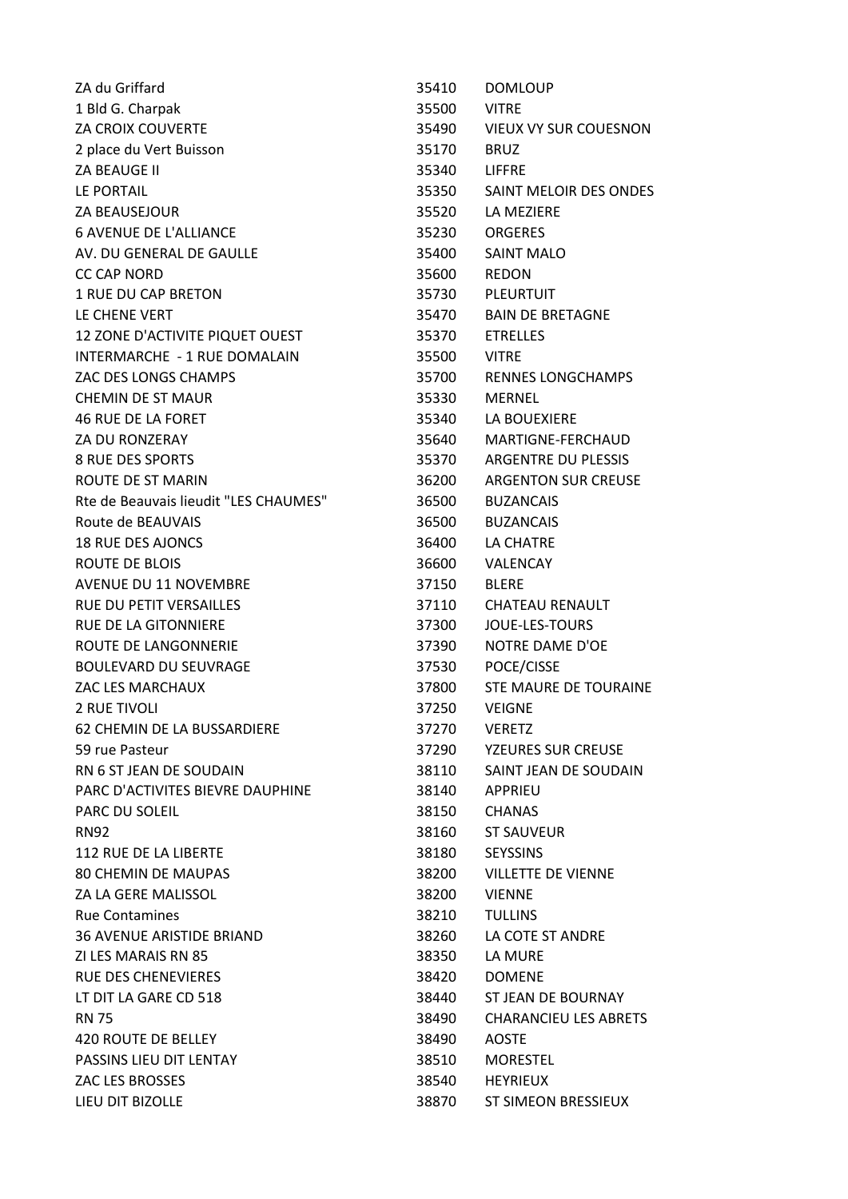| | | |
|---|---|---|
| ZA du Griffard | 35410 | DOMLOUP |
| 1 Bld G. Charpak | 35500 | VITRE |
| ZA CROIX COUVERTE | 35490 | VIEUX VY SUR COUESNON |
| 2 place du Vert Buisson | 35170 | BRUZ |
| ZA BEAUGE II | 35340 | LIFFRE |
| LE PORTAIL | 35350 | SAINT MELOIR DES ONDES |
| ZA BEAUSEJOUR | 35520 | LA MEZIERE |
| 6 AVENUE DE L'ALLIANCE | 35230 | ORGERES |
| AV. DU GENERAL DE GAULLE | 35400 | SAINT MALO |
| CC CAP NORD | 35600 | REDON |
| 1 RUE DU CAP BRETON | 35730 | PLEURTUIT |
| LE CHENE VERT | 35470 | BAIN DE BRETAGNE |
| 12 ZONE D'ACTIVITE PIQUET OUEST | 35370 | ETRELLES |
| INTERMARCHE - 1 RUE DOMALAIN | 35500 | VITRE |
| ZAC DES LONGS CHAMPS | 35700 | RENNES LONGCHAMPS |
| CHEMIN DE ST MAUR | 35330 | MERNEL |
| 46 RUE DE LA FORET | 35340 | LA BOUEXIERE |
| ZA DU RONZERAY | 35640 | MARTIGNE-FERCHAUD |
| 8 RUE DES SPORTS | 35370 | ARGENTRE DU PLESSIS |
| ROUTE DE ST MARIN | 36200 | ARGENTON SUR CREUSE |
| Rte de Beauvais lieudit "LES CHAUMES" | 36500 | BUZANCAIS |
| Route de BEAUVAIS | 36500 | BUZANCAIS |
| 18 RUE DES AJONCS | 36400 | LA CHATRE |
| ROUTE DE BLOIS | 36600 | VALENCAY |
| AVENUE DU 11 NOVEMBRE | 37150 | BLERE |
| RUE DU PETIT VERSAILLES | 37110 | CHATEAU RENAULT |
| RUE DE LA GITONNIERE | 37300 | JOUE-LES-TOURS |
| ROUTE DE LANGONNERIE | 37390 | NOTRE DAME D'OE |
| BOULEVARD DU SEUVRAGE | 37530 | POCE/CISSE |
| ZAC LES MARCHAUX | 37800 | STE MAURE DE TOURAINE |
| 2 RUE TIVOLI | 37250 | VEIGNE |
| 62 CHEMIN DE LA BUSSARDIERE | 37270 | VERETZ |
| 59 rue Pasteur | 37290 | YZEURES SUR CREUSE |
| RN 6 ST JEAN DE SOUDAIN | 38110 | SAINT JEAN DE SOUDAIN |
| PARC D'ACTIVITES BIEVRE DAUPHINE | 38140 | APPRIEU |
| PARC DU SOLEIL | 38150 | CHANAS |
| RN92 | 38160 | ST SAUVEUR |
| 112 RUE DE LA LIBERTE | 38180 | SEYSSINS |
| 80 CHEMIN DE MAUPAS | 38200 | VILLETTE DE VIENNE |
| ZA LA GERE MALISSOL | 38200 | VIENNE |
| Rue Contamines | 38210 | TULLINS |
| 36 AVENUE ARISTIDE BRIAND | 38260 | LA COTE ST ANDRE |
| ZI LES MARAIS RN 85 | 38350 | LA MURE |
| RUE DES CHENEVIERES | 38420 | DOMENE |
| LT DIT LA GARE CD 518 | 38440 | ST JEAN DE BOURNAY |
| RN 75 | 38490 | CHARANCIEU LES ABRETS |
| 420 ROUTE DE BELLEY | 38490 | AOSTE |
| PASSINS LIEU DIT LENTAY | 38510 | MORESTEL |
| ZAC LES BROSSES | 38540 | HEYRIEUX |
| LIEU DIT BIZOLLE | 38870 | ST SIMEON BRESSIEUX |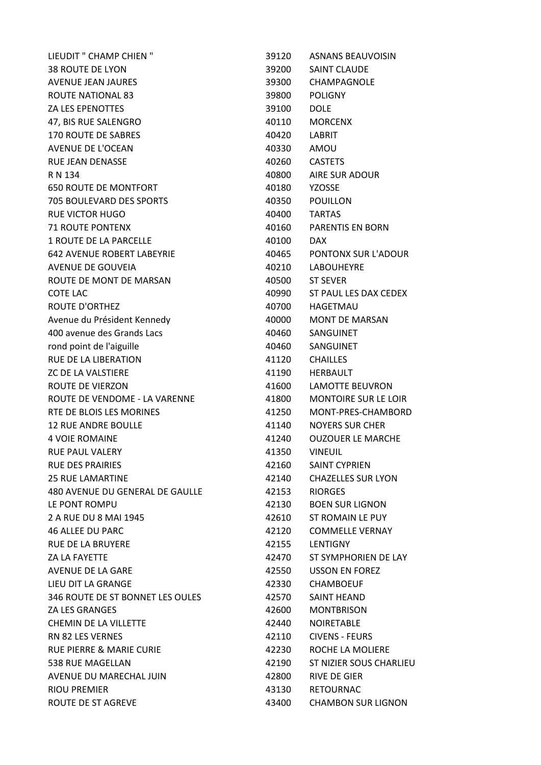| | | |
|---|---|---|
| LIEUDIT " CHAMP CHIEN " | 39120 | ASNANS BEAUVOISIN |
| 38 ROUTE DE LYON | 39200 | SAINT CLAUDE |
| AVENUE JEAN JAURES | 39300 | CHAMPAGNOLE |
| ROUTE NATIONAL 83 | 39800 | POLIGNY |
| ZA LES EPENOTTES | 39100 | DOLE |
| 47, BIS RUE SALENGRO | 40110 | MORCENX |
| 170 ROUTE DE SABRES | 40420 | LABRIT |
| AVENUE DE L'OCEAN | 40330 | AMOU |
| RUE JEAN DENASSE | 40260 | CASTETS |
| R N 134 | 40800 | AIRE SUR ADOUR |
| 650 ROUTE DE MONTFORT | 40180 | YZOSSE |
| 705 BOULEVARD DES SPORTS | 40350 | POUILLON |
| RUE VICTOR HUGO | 40400 | TARTAS |
| 71 ROUTE PONTENX | 40160 | PARENTIS EN BORN |
| 1 ROUTE DE LA PARCELLE | 40100 | DAX |
| 642 AVENUE ROBERT LABEYRIE | 40465 | PONTONX SUR L'ADOUR |
| AVENUE DE GOUVEIA | 40210 | LABOUHEYRE |
| ROUTE DE MONT DE MARSAN | 40500 | ST SEVER |
| COTE LAC | 40990 | ST PAUL LES DAX CEDEX |
| ROUTE D'ORTHEZ | 40700 | HAGETMAU |
| Avenue du Président Kennedy | 40000 | MONT DE MARSAN |
| 400 avenue des Grands Lacs | 40460 | SANGUINET |
| rond point de l'aiguille | 40460 | SANGUINET |
| RUE DE LA LIBERATION | 41120 | CHAILLES |
| ZC DE LA VALSTIERE | 41190 | HERBAULT |
| ROUTE DE VIERZON | 41600 | LAMOTTE BEUVRON |
| ROUTE DE VENDOME - LA VARENNE | 41800 | MONTOIRE SUR LE LOIR |
| RTE DE BLOIS LES MORINES | 41250 | MONT-PRES-CHAMBORD |
| 12 RUE ANDRE BOULLE | 41140 | NOYERS SUR CHER |
| 4 VOIE ROMAINE | 41240 | OUZOUER LE MARCHE |
| RUE PAUL VALERY | 41350 | VINEUIL |
| RUE DES PRAIRIES | 42160 | SAINT CYPRIEN |
| 25 RUE LAMARTINE | 42140 | CHAZELLES SUR LYON |
| 480 AVENUE DU GENERAL DE GAULLE | 42153 | RIORGES |
| LE PONT ROMPU | 42130 | BOEN SUR LIGNON |
| 2 A RUE DU 8 MAI 1945 | 42610 | ST ROMAIN LE PUY |
| 46 ALLEE DU PARC | 42120 | COMMELLE VERNAY |
| RUE DE LA BRUYERE | 42155 | LENTIGNY |
| ZA LA FAYETTE | 42470 | ST SYMPHORIEN DE LAY |
| AVENUE DE LA GARE | 42550 | USSON EN FOREZ |
| LIEU DIT LA GRANGE | 42330 | CHAMBOEUF |
| 346 ROUTE DE ST BONNET LES OULES | 42570 | SAINT HEAND |
| ZA LES GRANGES | 42600 | MONTBRISON |
| CHEMIN DE LA VILLETTE | 42440 | NOIRETABLE |
| RN 82 LES VERNES | 42110 | CIVENS - FEURS |
| RUE PIERRE & MARIE CURIE | 42230 | ROCHE LA MOLIERE |
| 538 RUE MAGELLAN | 42190 | ST NIZIER SOUS CHARLIEU |
| AVENUE DU MARECHAL JUIN | 42800 | RIVE DE GIER |
| RIOU PREMIER | 43130 | RETOURNAC |
| ROUTE DE ST AGREVE | 43400 | CHAMBON SUR LIGNON |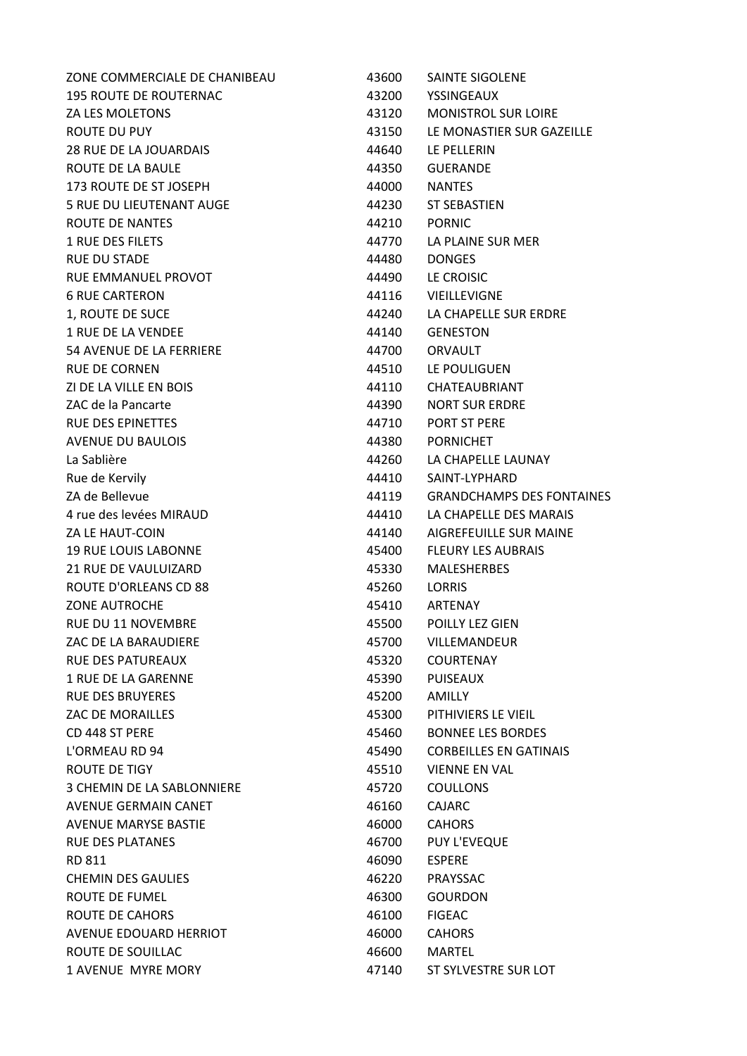| | | |
|---|---|---|
| ZONE COMMERCIALE DE CHANIBEAU | 43600 | SAINTE SIGOLENE |
| 195 ROUTE DE ROUTERNAC | 43200 | YSSINGEAUX |
| ZA LES MOLETONS | 43120 | MONISTROL SUR LOIRE |
| ROUTE DU PUY | 43150 | LE MONASTIER SUR GAZEILLE |
| 28 RUE DE LA JOUARDAIS | 44640 | LE PELLERIN |
| ROUTE DE LA BAULE | 44350 | GUERANDE |
| 173 ROUTE DE ST JOSEPH | 44000 | NANTES |
| 5 RUE DU LIEUTENANT AUGE | 44230 | ST SEBASTIEN |
| ROUTE DE NANTES | 44210 | PORNIC |
| 1 RUE DES FILETS | 44770 | LA PLAINE SUR MER |
| RUE DU STADE | 44480 | DONGES |
| RUE EMMANUEL PROVOT | 44490 | LE CROISIC |
| 6 RUE CARTERON | 44116 | VIEILLEVIGNE |
| 1, ROUTE DE SUCE | 44240 | LA CHAPELLE SUR ERDRE |
| 1 RUE DE LA VENDEE | 44140 | GENESTON |
| 54 AVENUE DE LA FERRIERE | 44700 | ORVAULT |
| RUE DE CORNEN | 44510 | LE POULIGUEN |
| ZI DE LA VILLE EN BOIS | 44110 | CHATEAUBRIANT |
| ZAC de la Pancarte | 44390 | NORT SUR ERDRE |
| RUE DES EPINETTES | 44710 | PORT ST PERE |
| AVENUE DU BAULOIS | 44380 | PORNICHET |
| La Sablière | 44260 | LA CHAPELLE LAUNAY |
| Rue de Kervily | 44410 | SAINT-LYPHARD |
| ZA de Bellevue | 44119 | GRANDCHAMPS DES FONTAINES |
| 4 rue des levées MIRAUD | 44410 | LA CHAPELLE DES MARAIS |
| ZA LE HAUT-COIN | 44140 | AIGREFEUILLE SUR MAINE |
| 19 RUE LOUIS LABONNE | 45400 | FLEURY LES AUBRAIS |
| 21 RUE DE VAULUIZARD | 45330 | MALESHERBES |
| ROUTE D'ORLEANS CD 88 | 45260 | LORRIS |
| ZONE AUTROCHE | 45410 | ARTENAY |
| RUE DU 11 NOVEMBRE | 45500 | POILLY LEZ GIEN |
| ZAC DE LA BARAUDIERE | 45700 | VILLEMANDEUR |
| RUE DES PATUREAUX | 45320 | COURTENAY |
| 1 RUE DE LA GARENNE | 45390 | PUISEAUX |
| RUE DES BRUYERES | 45200 | AMILLY |
| ZAC DE MORAILLES | 45300 | PITHIVIERS LE VIEIL |
| CD 448 ST PERE | 45460 | BONNEE LES BORDES |
| L'ORMEAU RD 94 | 45490 | CORBEILLES EN GATINAIS |
| ROUTE DE TIGY | 45510 | VIENNE EN VAL |
| 3 CHEMIN DE LA SABLONNIERE | 45720 | COULLONS |
| AVENUE GERMAIN CANET | 46160 | CAJARC |
| AVENUE MARYSE BASTIE | 46000 | CAHORS |
| RUE DES PLATANES | 46700 | PUY L'EVEQUE |
| RD 811 | 46090 | ESPERE |
| CHEMIN DES GAULIES | 46220 | PRAYSSAC |
| ROUTE DE FUMEL | 46300 | GOURDON |
| ROUTE DE CAHORS | 46100 | FIGEAC |
| AVENUE EDOUARD HERRIOT | 46000 | CAHORS |
| ROUTE DE SOUILLAC | 46600 | MARTEL |
| 1 AVENUE MYRE MORY | 47140 | ST SYLVESTRE SUR LOT |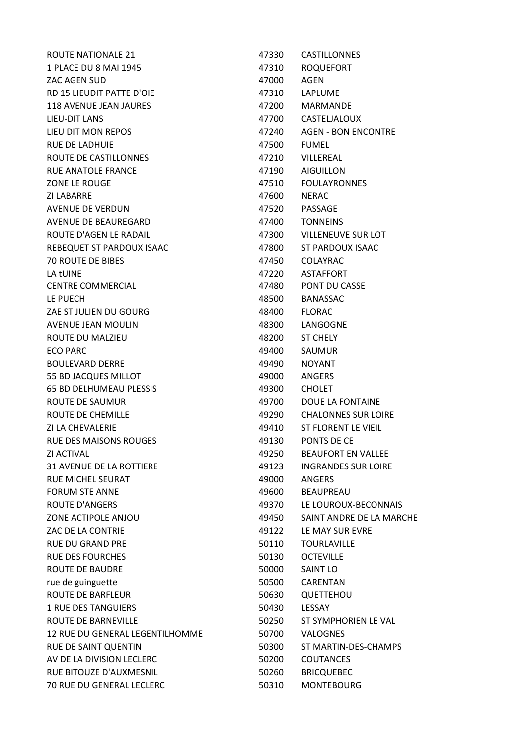| | | |
|---|---|---|
| ROUTE NATIONALE 21 | 47330 | CASTILLONNES |
| 1 PLACE DU 8 MAI 1945 | 47310 | ROQUEFORT |
| ZAC AGEN SUD | 47000 | AGEN |
| RD 15 LIEUDIT PATTE D'OIE | 47310 | LAPLUME |
| 118 AVENUE JEAN JAURES | 47200 | MARMANDE |
| LIEU-DIT LANS | 47700 | CASTELJALOUX |
| LIEU DIT MON REPOS | 47240 | AGEN - BON ENCONTRE |
| RUE DE LADHUIE | 47500 | FUMEL |
| ROUTE DE CASTILLONNES | 47210 | VILLEREAL |
| RUE ANATOLE FRANCE | 47190 | AIGUILLON |
| ZONE LE ROUGE | 47510 | FOULAYRONNES |
| ZI LABARRE | 47600 | NERAC |
| AVENUE DE VERDUN | 47520 | PASSAGE |
| AVENUE DE BEAUREGARD | 47400 | TONNEINS |
| ROUTE D'AGEN LE RADAIL | 47300 | VILLENEUVE SUR LOT |
| REBEQUET ST PARDOUX ISAAC | 47800 | ST PARDOUX ISAAC |
| 70 ROUTE DE BIBES | 47450 | COLAYRAC |
| LA tUINE | 47220 | ASTAFFORT |
| CENTRE COMMERCIAL | 47480 | PONT DU CASSE |
| LE PUECH | 48500 | BANASSAC |
| ZAE ST JULIEN DU GOURG | 48400 | FLORAC |
| AVENUE JEAN MOULIN | 48300 | LANGOGNE |
| ROUTE DU MALZIEU | 48200 | ST CHELY |
| ECO PARC | 49400 | SAUMUR |
| BOULEVARD DERRE | 49490 | NOYANT |
| 55 BD JACQUES MILLOT | 49000 | ANGERS |
| 65 BD DELHUMEAU PLESSIS | 49300 | CHOLET |
| ROUTE DE SAUMUR | 49700 | DOUE LA FONTAINE |
| ROUTE DE CHEMILLE | 49290 | CHALONNES SUR LOIRE |
| ZI LA CHEVALERIE | 49410 | ST FLORENT LE VIEIL |
| RUE DES MAISONS ROUGES | 49130 | PONTS DE CE |
| ZI ACTIVAL | 49250 | BEAUFORT EN VALLEE |
| 31 AVENUE DE LA ROTTIERE | 49123 | INGRANDES SUR LOIRE |
| RUE MICHEL SEURAT | 49000 | ANGERS |
| FORUM STE ANNE | 49600 | BEAUPREAU |
| ROUTE D'ANGERS | 49370 | LE LOUROUX-BECONNAIS |
| ZONE ACTIPOLE ANJOU | 49450 | SAINT ANDRE DE LA MARCHE |
| ZAC DE LA CONTRIE | 49122 | LE MAY SUR EVRE |
| RUE DU GRAND PRE | 50110 | TOURLAVILLE |
| RUE DES FOURCHES | 50130 | OCTEVILLE |
| ROUTE DE BAUDRE | 50000 | SAINT LO |
| rue de guinguette | 50500 | CARENTAN |
| ROUTE DE BARFLEUR | 50630 | QUETTEHOU |
| 1 RUE DES TANGUIERS | 50430 | LESSAY |
| ROUTE DE BARNEVILLE | 50250 | ST SYMPHORIEN LE VAL |
| 12 RUE DU GENERAL LEGENTILHOMME | 50700 | VALOGNES |
| RUE DE SAINT QUENTIN | 50300 | ST MARTIN-DES-CHAMPS |
| AV DE LA DIVISION LECLERC | 50200 | COUTANCES |
| RUE BITOUZE D'AUXMESNIL | 50260 | BRICQUEBEC |
| 70 RUE DU GENERAL LECLERC | 50310 | MONTEBOURG |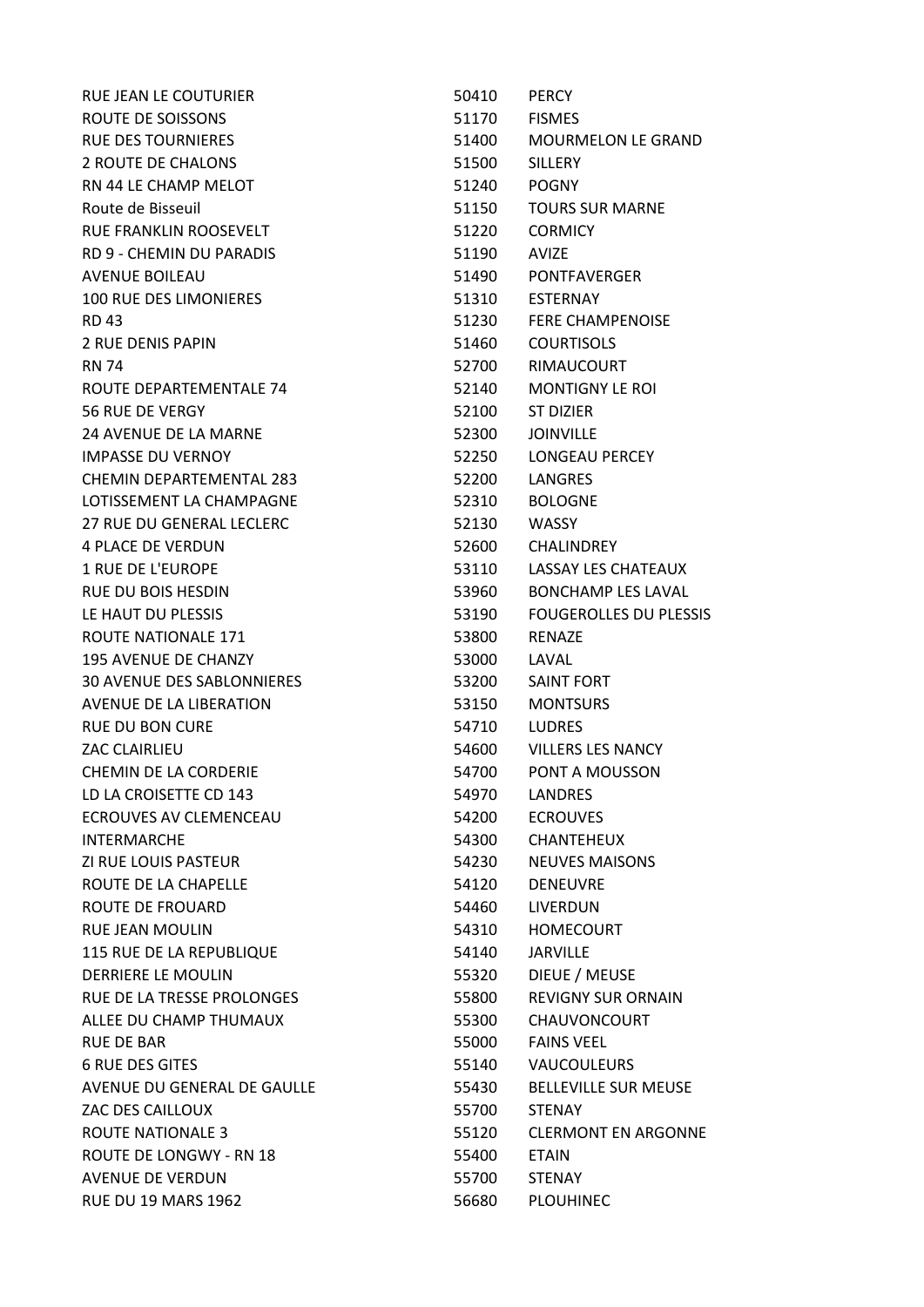| | | |
|---|---|---|
| RUE JEAN LE COUTURIER | 50410 | PERCY |
| ROUTE DE SOISSONS | 51170 | FISMES |
| RUE DES TOURNIERES | 51400 | MOURMELON LE GRAND |
| 2 ROUTE DE CHALONS | 51500 | SILLERY |
| RN 44 LE CHAMP MELOT | 51240 | POGNY |
| Route de Bisseuil | 51150 | TOURS SUR MARNE |
| RUE FRANKLIN ROOSEVELT | 51220 | CORMICY |
| RD 9 - CHEMIN DU PARADIS | 51190 | AVIZE |
| AVENUE BOILEAU | 51490 | PONTFAVERGER |
| 100 RUE DES LIMONIERES | 51310 | ESTERNAY |
| RD 43 | 51230 | FERE CHAMPENOISE |
| 2 RUE DENIS PAPIN | 51460 | COURTISOLS |
| RN 74 | 52700 | RIMAUCOURT |
| ROUTE DEPARTEMENTALE 74 | 52140 | MONTIGNY LE ROI |
| 56 RUE DE VERGY | 52100 | ST DIZIER |
| 24 AVENUE DE LA MARNE | 52300 | JOINVILLE |
| IMPASSE DU VERNOY | 52250 | LONGEAU PERCEY |
| CHEMIN DEPARTEMENTAL 283 | 52200 | LANGRES |
| LOTISSEMENT LA CHAMPAGNE | 52310 | BOLOGNE |
| 27 RUE DU GENERAL LECLERC | 52130 | WASSY |
| 4 PLACE DE VERDUN | 52600 | CHALINDREY |
| 1 RUE DE L'EUROPE | 53110 | LASSAY LES CHATEAUX |
| RUE DU BOIS HESDIN | 53960 | BONCHAMP LES LAVAL |
| LE HAUT DU PLESSIS | 53190 | FOUGEROLLES DU PLESSIS |
| ROUTE NATIONALE 171 | 53800 | RENAZE |
| 195 AVENUE DE CHANZY | 53000 | LAVAL |
| 30 AVENUE DES SABLONNIERES | 53200 | SAINT FORT |
| AVENUE DE LA LIBERATION | 53150 | MONTSURS |
| RUE DU BON CURE | 54710 | LUDRES |
| ZAC CLAIRLIEU | 54600 | VILLERS LES NANCY |
| CHEMIN DE LA CORDERIE | 54700 | PONT A MOUSSON |
| LD LA CROISETTE CD 143 | 54970 | LANDRES |
| ECROUVES AV CLEMENCEAU | 54200 | ECROUVES |
| INTERMARCHE | 54300 | CHANTEHEUX |
| ZI RUE LOUIS PASTEUR | 54230 | NEUVES MAISONS |
| ROUTE DE LA CHAPELLE | 54120 | DENEUVRE |
| ROUTE DE FROUARD | 54460 | LIVERDUN |
| RUE JEAN MOULIN | 54310 | HOMECOURT |
| 115 RUE DE LA REPUBLIQUE | 54140 | JARVILLE |
| DERRIERE LE MOULIN | 55320 | DIEUE / MEUSE |
| RUE DE LA TRESSE PROLONGES | 55800 | REVIGNY SUR ORNAIN |
| ALLEE DU CHAMP THUMAUX | 55300 | CHAUVONCOURT |
| RUE DE BAR | 55000 | FAINS VEEL |
| 6 RUE DES GITES | 55140 | VAUCOULEURS |
| AVENUE DU GENERAL DE GAULLE | 55430 | BELLEVILLE SUR MEUSE |
| ZAC DES CAILLOUX | 55700 | STENAY |
| ROUTE NATIONALE 3 | 55120 | CLERMONT EN ARGONNE |
| ROUTE DE LONGWY - RN 18 | 55400 | ETAIN |
| AVENUE DE VERDUN | 55700 | STENAY |
| RUE DU 19 MARS 1962 | 56680 | PLOUHINEC |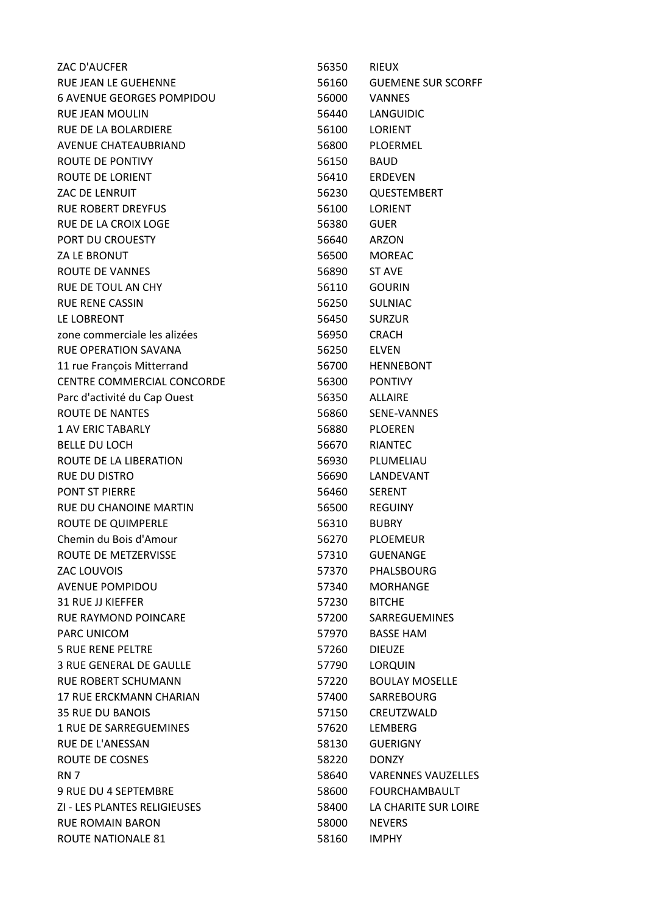| | | |
|---|---|---|
| ZAC D'AUCFER | 56350 | RIEUX |
| RUE JEAN LE GUEHENNE | 56160 | GUEMENE SUR SCORFF |
| 6 AVENUE GEORGES POMPIDOU | 56000 | VANNES |
| RUE JEAN MOULIN | 56440 | LANGUIDIC |
| RUE DE LA BOLARDIERE | 56100 | LORIENT |
| AVENUE CHATEAUBRIAND | 56800 | PLOERMEL |
| ROUTE DE PONTIVY | 56150 | BAUD |
| ROUTE DE LORIENT | 56410 | ERDEVEN |
| ZAC DE LENRUIT | 56230 | QUESTEMBERT |
| RUE ROBERT DREYFUS | 56100 | LORIENT |
| RUE DE LA CROIX LOGE | 56380 | GUER |
| PORT DU CROUESTY | 56640 | ARZON |
| ZA LE BRONUT | 56500 | MOREAC |
| ROUTE DE VANNES | 56890 | ST AVE |
| RUE DE TOUL AN CHY | 56110 | GOURIN |
| RUE RENE CASSIN | 56250 | SULNIAC |
| LE LOBREONT | 56450 | SURZUR |
| zone commerciale les alizées | 56950 | CRACH |
| RUE OPERATION SAVANA | 56250 | ELVEN |
| 11 rue François Mitterrand | 56700 | HENNEBONT |
| CENTRE COMMERCIAL CONCORDE | 56300 | PONTIVY |
| Parc d'activité du Cap Ouest | 56350 | ALLAIRE |
| ROUTE DE NANTES | 56860 | SENE-VANNES |
| 1 AV ERIC TABARLY | 56880 | PLOEREN |
| BELLE DU LOCH | 56670 | RIANTEC |
| ROUTE DE LA LIBERATION | 56930 | PLUMELIAU |
| RUE DU DISTRO | 56690 | LANDEVANT |
| PONT ST PIERRE | 56460 | SERENT |
| RUE DU CHANOINE MARTIN | 56500 | REGUINY |
| ROUTE DE QUIMPERLE | 56310 | BUBRY |
| Chemin du Bois d'Amour | 56270 | PLOEMEUR |
| ROUTE DE METZERVISSE | 57310 | GUENANGE |
| ZAC LOUVOIS | 57370 | PHALSBOURG |
| AVENUE POMPIDOU | 57340 | MORHANGE |
| 31 RUE JJ KIEFFER | 57230 | BITCHE |
| RUE RAYMOND POINCARE | 57200 | SARREGUEMINES |
| PARC UNICOM | 57970 | BASSE HAM |
| 5 RUE RENE PELTRE | 57260 | DIEUZE |
| 3 RUE GENERAL DE GAULLE | 57790 | LORQUIN |
| RUE ROBERT SCHUMANN | 57220 | BOULAY MOSELLE |
| 17 RUE ERCKMANN CHARIAN | 57400 | SARREBOURG |
| 35 RUE DU BANOIS | 57150 | CREUTZWALD |
| 1 RUE DE SARREGUEMINES | 57620 | LEMBERG |
| RUE DE L'ANESSAN | 58130 | GUERIGNY |
| ROUTE DE COSNES | 58220 | DONZY |
| RN 7 | 58640 | VARENNES VAUZELLES |
| 9 RUE DU 4 SEPTEMBRE | 58600 | FOURCHAMBAULT |
| ZI - LES PLANTES RELIGIEUSES | 58400 | LA CHARITE SUR LOIRE |
| RUE ROMAIN BARON | 58000 | NEVERS |
| ROUTE NATIONALE 81 | 58160 | IMPHY |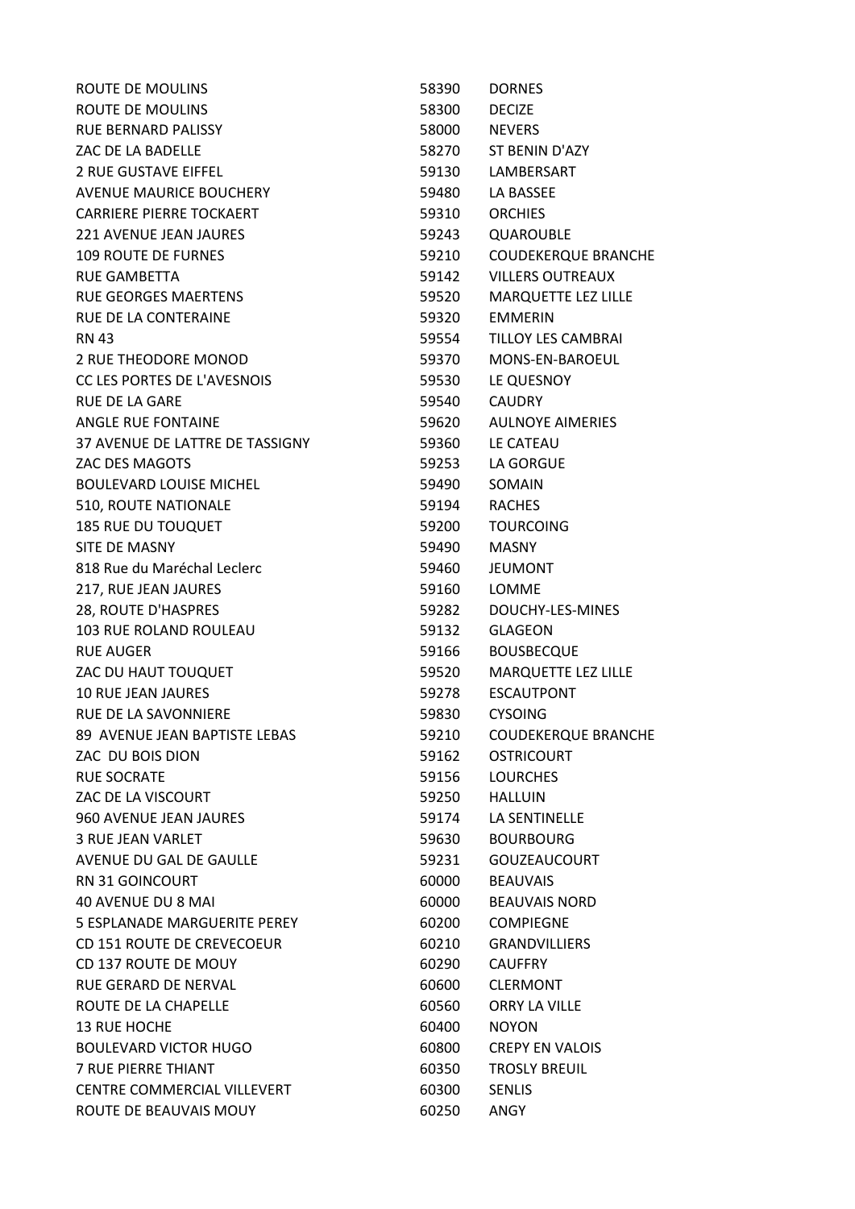| | | |
|---|---|---|
| ROUTE DE MOULINS | 58390 | DORNES |
| ROUTE DE MOULINS | 58300 | DECIZE |
| RUE BERNARD PALISSY | 58000 | NEVERS |
| ZAC DE LA BADELLE | 58270 | ST BENIN D'AZY |
| 2 RUE GUSTAVE EIFFEL | 59130 | LAMBERSART |
| AVENUE MAURICE BOUCHERY | 59480 | LA BASSEE |
| CARRIERE PIERRE TOCKAERT | 59310 | ORCHIES |
| 221 AVENUE JEAN JAURES | 59243 | QUAROUBLE |
| 109 ROUTE DE FURNES | 59210 | COUDEKERQUE BRANCHE |
| RUE GAMBETTA | 59142 | VILLERS OUTREAUX |
| RUE GEORGES MAERTENS | 59520 | MARQUETTE LEZ LILLE |
| RUE DE LA CONTERAINE | 59320 | EMMERIN |
| RN 43 | 59554 | TILLOY LES CAMBRAI |
| 2 RUE THEODORE MONOD | 59370 | MONS-EN-BAROEUL |
| CC LES PORTES DE L'AVESNOIS | 59530 | LE QUESNOY |
| RUE DE LA GARE | 59540 | CAUDRY |
| ANGLE RUE FONTAINE | 59620 | AULNOYE AIMERIES |
| 37 AVENUE DE LATTRE DE TASSIGNY | 59360 | LE CATEAU |
| ZAC DES MAGOTS | 59253 | LA GORGUE |
| BOULEVARD LOUISE MICHEL | 59490 | SOMAIN |
| 510, ROUTE NATIONALE | 59194 | RACHES |
| 185 RUE DU TOUQUET | 59200 | TOURCOING |
| SITE DE MASNY | 59490 | MASNY |
| 818 Rue du Maréchal Leclerc | 59460 | JEUMONT |
| 217, RUE JEAN JAURES | 59160 | LOMME |
| 28, ROUTE D'HASPRES | 59282 | DOUCHY-LES-MINES |
| 103 RUE ROLAND ROULEAU | 59132 | GLAGEON |
| RUE AUGER | 59166 | BOUSBECQUE |
| ZAC DU HAUT TOUQUET | 59520 | MARQUETTE LEZ LILLE |
| 10 RUE JEAN JAURES | 59278 | ESCAUTPONT |
| RUE DE LA SAVONNIERE | 59830 | CYSOING |
| 89 AVENUE JEAN BAPTISTE LEBAS | 59210 | COUDEKERQUE BRANCHE |
| ZAC DU BOIS DION | 59162 | OSTRICOURT |
| RUE SOCRATE | 59156 | LOURCHES |
| ZAC DE LA VISCOURT | 59250 | HALLUIN |
| 960 AVENUE JEAN JAURES | 59174 | LA SENTINELLE |
| 3 RUE JEAN VARLET | 59630 | BOURBOURG |
| AVENUE DU GAL DE GAULLE | 59231 | GOUZEAUCOURT |
| RN 31 GOINCOURT | 60000 | BEAUVAIS |
| 40 AVENUE DU 8 MAI | 60000 | BEAUVAIS NORD |
| 5 ESPLANADE MARGUERITE PEREY | 60200 | COMPIEGNE |
| CD 151 ROUTE DE CREVECOEUR | 60210 | GRANDVILLIERS |
| CD 137 ROUTE DE MOUY | 60290 | CAUFFRY |
| RUE GERARD DE NERVAL | 60600 | CLERMONT |
| ROUTE DE LA CHAPELLE | 60560 | ORRY LA VILLE |
| 13 RUE HOCHE | 60400 | NOYON |
| BOULEVARD VICTOR HUGO | 60800 | CREPY EN VALOIS |
| 7 RUE PIERRE THIANT | 60350 | TROSLY BREUIL |
| CENTRE COMMERCIAL VILLEVERT | 60300 | SENLIS |
| ROUTE DE BEAUVAIS MOUY | 60250 | ANGY |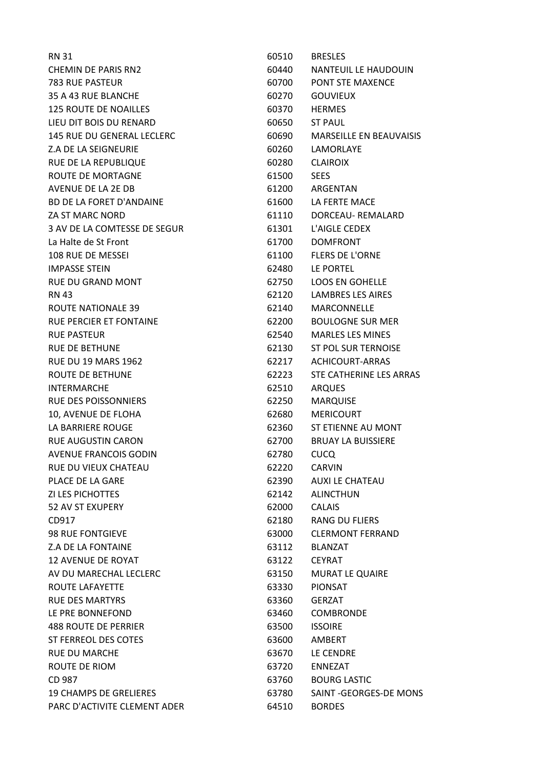| | | |
|---|---|---|
| RN 31 | 60510 | BRESLES |
| CHEMIN DE PARIS RN2 | 60440 | NANTEUIL LE HAUDOUIN |
| 783 RUE PASTEUR | 60700 | PONT STE MAXENCE |
| 35 A 43 RUE BLANCHE | 60270 | GOUVIEUX |
| 125 ROUTE DE NOAILLES | 60370 | HERMES |
| LIEU DIT BOIS DU RENARD | 60650 | ST PAUL |
| 145 RUE DU GENERAL LECLERC | 60690 | MARSEILLE EN BEAUVAISIS |
| Z.A DE LA SEIGNEURIE | 60260 | LAMORLAYE |
| RUE DE LA REPUBLIQUE | 60280 | CLAIROIX |
| ROUTE DE MORTAGNE | 61500 | SEES |
| AVENUE DE LA 2E DB | 61200 | ARGENTAN |
| BD DE LA FORET D'ANDAINE | 61600 | LA FERTE MACE |
| ZA ST MARC NORD | 61110 | DORCEAU- REMALARD |
| 3 AV DE LA COMTESSE DE SEGUR | 61301 | L'AIGLE CEDEX |
| La Halte de St Front | 61700 | DOMFRONT |
| 108 RUE DE MESSEI | 61100 | FLERS DE L'ORNE |
| IMPASSE STEIN | 62480 | LE PORTEL |
| RUE DU GRAND MONT | 62750 | LOOS EN GOHELLE |
| RN 43 | 62120 | LAMBRES LES AIRES |
| ROUTE NATIONALE 39 | 62140 | MARCONNELLE |
| RUE PERCIER ET FONTAINE | 62200 | BOULOGNE SUR MER |
| RUE PASTEUR | 62540 | MARLES LES MINES |
| RUE DE BETHUNE | 62130 | ST POL SUR TERNOISE |
| RUE DU 19 MARS 1962 | 62217 | ACHICOURT-ARRAS |
| ROUTE DE BETHUNE | 62223 | STE CATHERINE LES ARRAS |
| INTERMARCHE | 62510 | ARQUES |
| RUE DES POISSONNIERS | 62250 | MARQUISE |
| 10, AVENUE DE FLOHA | 62680 | MERICOURT |
| LA BARRIERE ROUGE | 62360 | ST ETIENNE AU MONT |
| RUE AUGUSTIN CARON | 62700 | BRUAY LA BUISSIERE |
| AVENUE FRANCOIS GODIN | 62780 | CUCQ |
| RUE DU VIEUX CHATEAU | 62220 | CARVIN |
| PLACE DE LA GARE | 62390 | AUXI LE CHATEAU |
| ZI LES PICHOTTES | 62142 | ALINCTHUN |
| 52 AV ST EXUPERY | 62000 | CALAIS |
| CD917 | 62180 | RANG DU FLIERS |
| 98 RUE FONTGIEVE | 63000 | CLERMONT FERRAND |
| Z.A DE LA FONTAINE | 63112 | BLANZAT |
| 12 AVENUE DE ROYAT | 63122 | CEYRAT |
| AV DU MARECHAL LECLERC | 63150 | MURAT LE QUAIRE |
| ROUTE LAFAYETTE | 63330 | PIONSAT |
| RUE DES MARTYRS | 63360 | GERZAT |
| LE PRE BONNEFOND | 63460 | COMBRONDE |
| 488 ROUTE DE PERRIER | 63500 | ISSOIRE |
| ST FERREOL DES COTES | 63600 | AMBERT |
| RUE DU MARCHE | 63670 | LE CENDRE |
| ROUTE DE RIOM | 63720 | ENNEZAT |
| CD 987 | 63760 | BOURG LASTIC |
| 19 CHAMPS DE GRELIERES | 63780 | SAINT -GEORGES-DE MONS |
| PARC D'ACTIVITE CLEMENT ADER | 64510 | BORDES |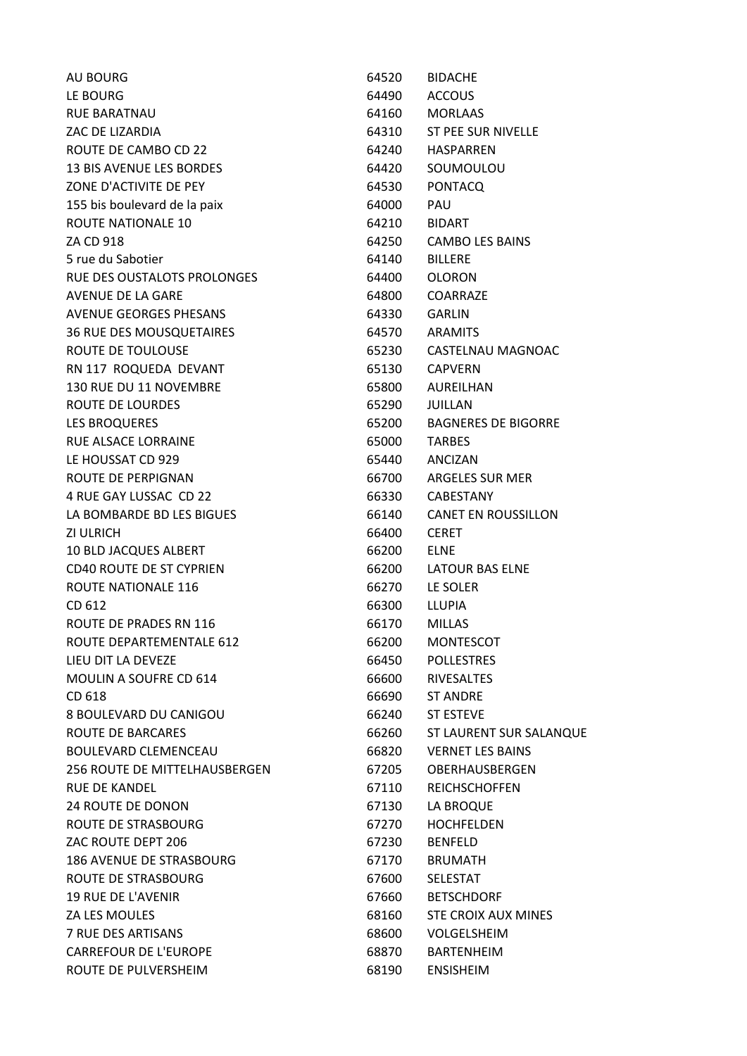| | | |
|---|---|---|
| AU BOURG | 64520 | BIDACHE |
| LE BOURG | 64490 | ACCOUS |
| RUE BARATNAU | 64160 | MORLAAS |
| ZAC DE LIZARDIA | 64310 | ST PEE SUR NIVELLE |
| ROUTE DE CAMBO CD 22 | 64240 | HASPARREN |
| 13 BIS AVENUE LES BORDES | 64420 | SOUMOULOU |
| ZONE D'ACTIVITE DE PEY | 64530 | PONTACQ |
| 155 bis boulevard de la paix | 64000 | PAU |
| ROUTE NATIONALE 10 | 64210 | BIDART |
| ZA CD 918 | 64250 | CAMBO LES BAINS |
| 5 rue du Sabotier | 64140 | BILLERE |
| RUE DES OUSTALOTS PROLONGES | 64400 | OLORON |
| AVENUE DE LA GARE | 64800 | COARRAZE |
| AVENUE GEORGES PHESANS | 64330 | GARLIN |
| 36 RUE DES MOUSQUETAIRES | 64570 | ARAMITS |
| ROUTE DE TOULOUSE | 65230 | CASTELNAU MAGNOAC |
| RN 117 ROQUEDA DEVANT | 65130 | CAPVERN |
| 130 RUE DU 11 NOVEMBRE | 65800 | AUREILHAN |
| ROUTE DE LOURDES | 65290 | JUILLAN |
| LES BROQUERES | 65200 | BAGNERES DE BIGORRE |
| RUE ALSACE LORRAINE | 65000 | TARBES |
| LE HOUSSAT CD 929 | 65440 | ANCIZAN |
| ROUTE DE PERPIGNAN | 66700 | ARGELES SUR MER |
| 4 RUE GAY LUSSAC CD 22 | 66330 | CABESTANY |
| LA BOMBARDE BD LES BIGUES | 66140 | CANET EN ROUSSILLON |
| ZI ULRICH | 66400 | CERET |
| 10 BLD JACQUES ALBERT | 66200 | ELNE |
| CD40 ROUTE DE ST CYPRIEN | 66200 | LATOUR BAS ELNE |
| ROUTE NATIONALE 116 | 66270 | LE SOLER |
| CD 612 | 66300 | LLUPIA |
| ROUTE DE PRADES RN 116 | 66170 | MILLAS |
| ROUTE DEPARTEMENTALE 612 | 66200 | MONTESCOT |
| LIEU DIT LA DEVEZE | 66450 | POLLESTRES |
| MOULIN A SOUFRE CD 614 | 66600 | RIVESALTES |
| CD 618 | 66690 | ST ANDRE |
| 8 BOULEVARD DU CANIGOU | 66240 | ST ESTEVE |
| ROUTE DE BARCARES | 66260 | ST LAURENT SUR SALANQUE |
| BOULEVARD CLEMENCEAU | 66820 | VERNET LES BAINS |
| 256 ROUTE DE MITTELHAUSBERGEN | 67205 | OBERHAUSBERGEN |
| RUE DE KANDEL | 67110 | REICHSCHOFFEN |
| 24 ROUTE DE DONON | 67130 | LA BROQUE |
| ROUTE DE STRASBOURG | 67270 | HOCHFELDEN |
| ZAC ROUTE DEPT 206 | 67230 | BENFELD |
| 186 AVENUE DE STRASBOURG | 67170 | BRUMATH |
| ROUTE DE STRASBOURG | 67600 | SELESTAT |
| 19 RUE DE L'AVENIR | 67660 | BETSCHDORF |
| ZA LES MOULES | 68160 | STE CROIX AUX MINES |
| 7 RUE DES ARTISANS | 68600 | VOLGELSHEIM |
| CARREFOUR DE L'EUROPE | 68870 | BARTENHEIM |
| ROUTE DE PULVERSHEIM | 68190 | ENSISHEIM |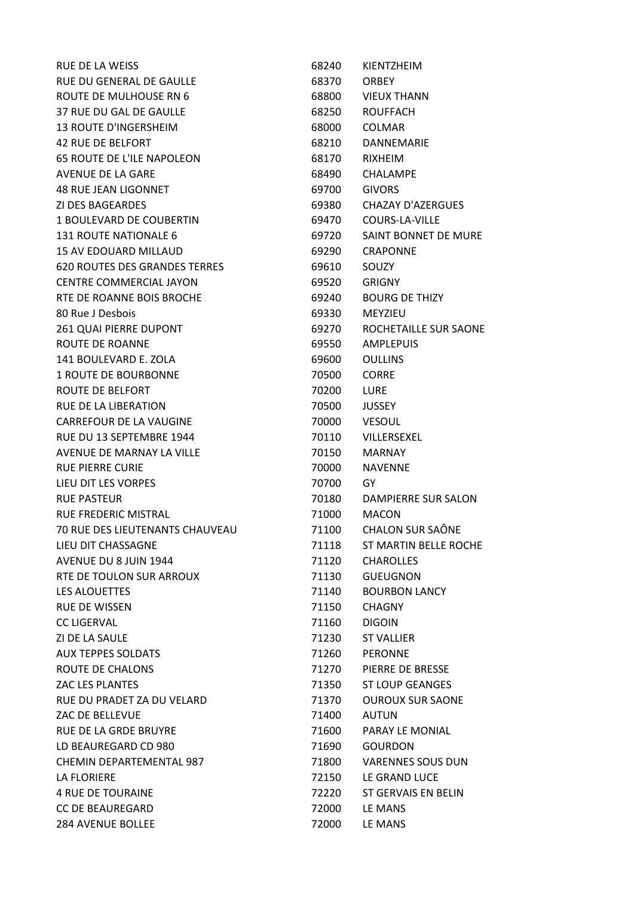| | | |
|---|---|---|
| RUE DE LA WEISS | 68240 | KIENTZHEIM |
| RUE DU GENERAL DE GAULLE | 68370 | ORBEY |
| ROUTE DE MULHOUSE RN 6 | 68800 | VIEUX THANN |
| 37 RUE DU GAL DE GAULLE | 68250 | ROUFFACH |
| 13 ROUTE D'INGERSHEIM | 68000 | COLMAR |
| 42 RUE DE BELFORT | 68210 | DANNEMARIE |
| 65 ROUTE DE L'ILE NAPOLEON | 68170 | RIXHEIM |
| AVENUE DE LA GARE | 68490 | CHALAMPE |
| 48 RUE JEAN LIGONNET | 69700 | GIVORS |
| ZI DES BAGEARDES | 69380 | CHAZAY D'AZERGUES |
| 1 BOULEVARD DE COUBERTIN | 69470 | COURS-LA-VILLE |
| 131 ROUTE NATIONALE 6 | 69720 | SAINT BONNET DE MURE |
| 15 AV EDOUARD MILLAUD | 69290 | CRAPONNE |
| 620 ROUTES DES GRANDES TERRES | 69610 | SOUZY |
| CENTRE COMMERCIAL JAYON | 69520 | GRIGNY |
| RTE DE ROANNE BOIS BROCHE | 69240 | BOURG DE THIZY |
| 80 Rue J Desbois | 69330 | MEYZIEU |
| 261 QUAI PIERRE DUPONT | 69270 | ROCHETAILLE SUR SAONE |
| ROUTE DE ROANNE | 69550 | AMPLEPUIS |
| 141 BOULEVARD E. ZOLA | 69600 | OULLINS |
| 1 ROUTE DE BOURBONNE | 70500 | CORRE |
| ROUTE DE BELFORT | 70200 | LURE |
| RUE DE LA LIBERATION | 70500 | JUSSEY |
| CARREFOUR DE LA VAUGINE | 70000 | VESOUL |
| RUE DU 13 SEPTEMBRE 1944 | 70110 | VILLERSEXEL |
| AVENUE DE MARNAY LA VILLE | 70150 | MARNAY |
| RUE PIERRE CURIE | 70000 | NAVENNE |
| LIEU DIT LES VORPES | 70700 | GY |
| RUE PASTEUR | 70180 | DAMPIERRE SUR SALON |
| RUE FREDERIC MISTRAL | 71000 | MACON |
| 70 RUE DES LIEUTENANTS CHAUVEAU | 71100 | CHALON SUR SAÔNE |
| LIEU DIT CHASSAGNE | 71118 | ST MARTIN BELLE ROCHE |
| AVENUE DU 8 JUIN 1944 | 71120 | CHAROLLES |
| RTE DE TOULON SUR ARROUX | 71130 | GUEUGNON |
| LES ALOUETTES | 71140 | BOURBON LANCY |
| RUE DE WISSEN | 71150 | CHAGNY |
| CC LIGERVAL | 71160 | DIGOIN |
| ZI DE LA SAULE | 71230 | ST VALLIER |
| AUX TEPPES SOLDATS | 71260 | PERONNE |
| ROUTE DE CHALONS | 71270 | PIERRE DE BRESSE |
| ZAC LES PLANTES | 71350 | ST LOUP GEANGES |
| RUE DU PRADET ZA DU VELARD | 71370 | OUROUX SUR SAONE |
| ZAC DE BELLEVUE | 71400 | AUTUN |
| RUE DE LA GRDE BRUYRE | 71600 | PARAY LE MONIAL |
| LD BEAUREGARD CD 980 | 71690 | GOURDON |
| CHEMIN DEPARTEMENTAL 987 | 71800 | VARENNES SOUS DUN |
| LA FLORIERE | 72150 | LE GRAND LUCE |
| 4 RUE DE TOURAINE | 72220 | ST GERVAIS EN BELIN |
| CC DE BEAUREGARD | 72000 | LE MANS |
| 284 AVENUE BOLLEE | 72000 | LE MANS |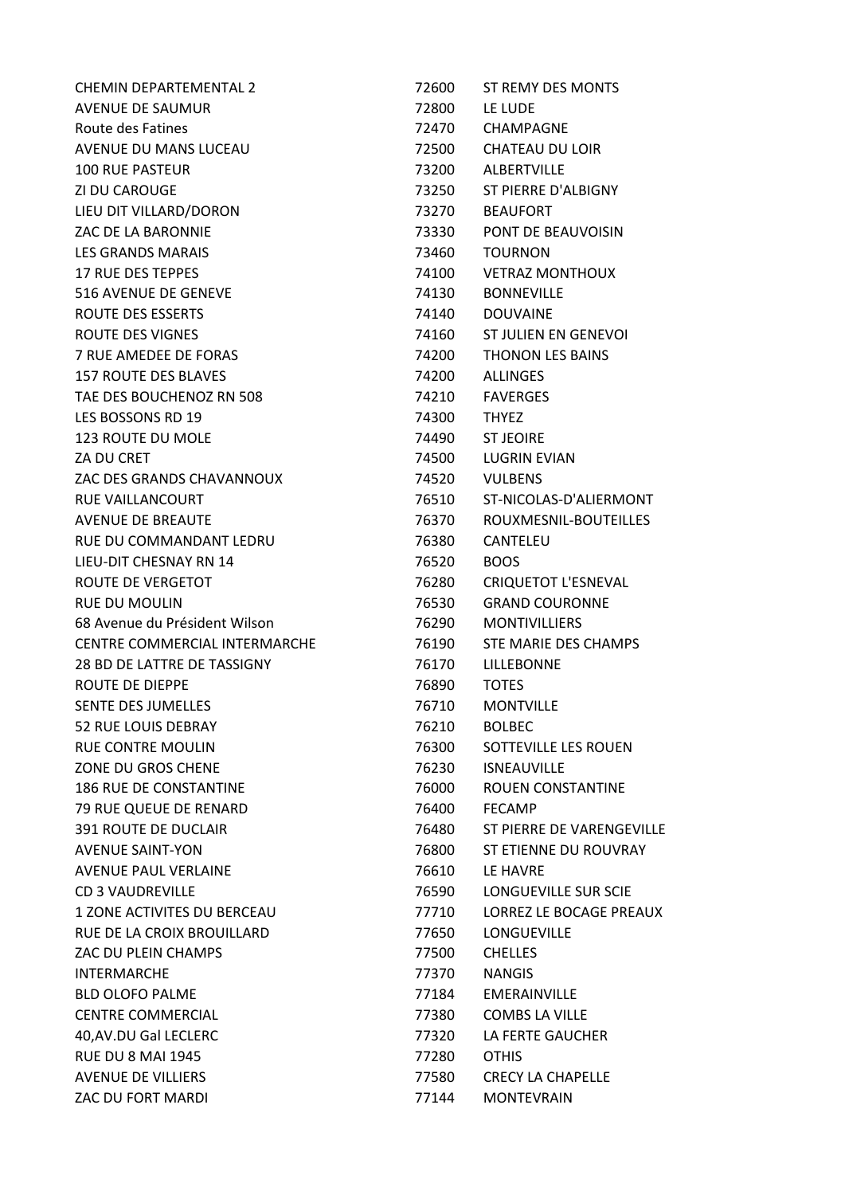| | | |
|---|---|---|
| CHEMIN DEPARTEMENTAL 2 | 72600 | ST REMY DES MONTS |
| AVENUE DE SAUMUR | 72800 | LE LUDE |
| Route des Fatines | 72470 | CHAMPAGNE |
| AVENUE DU MANS LUCEAU | 72500 | CHATEAU DU LOIR |
| 100 RUE PASTEUR | 73200 | ALBERTVILLE |
| ZI DU CAROUGE | 73250 | ST PIERRE D'ALBIGNY |
| LIEU DIT VILLARD/DORON | 73270 | BEAUFORT |
| ZAC DE LA BARONNIE | 73330 | PONT DE BEAUVOISIN |
| LES GRANDS MARAIS | 73460 | TOURNON |
| 17 RUE DES TEPPES | 74100 | VETRAZ MONTHOUX |
| 516 AVENUE DE GENEVE | 74130 | BONNEVILLE |
| ROUTE DES ESSERTS | 74140 | DOUVAINE |
| ROUTE DES VIGNES | 74160 | ST JULIEN EN GENEVOI |
| 7 RUE AMEDEE DE FORAS | 74200 | THONON LES BAINS |
| 157 ROUTE DES BLAVES | 74200 | ALLINGES |
| TAE DES BOUCHENOZ RN 508 | 74210 | FAVERGES |
| LES BOSSONS RD 19 | 74300 | THYEZ |
| 123 ROUTE DU MOLE | 74490 | ST JEOIRE |
| ZA DU CRET | 74500 | LUGRIN EVIAN |
| ZAC DES GRANDS CHAVANNOUX | 74520 | VULBENS |
| RUE VAILLANCOURT | 76510 | ST-NICOLAS-D'ALIERMONT |
| AVENUE DE BREAUTE | 76370 | ROUXMESNIL-BOUTEILLES |
| RUE DU COMMANDANT LEDRU | 76380 | CANTELEU |
| LIEU-DIT CHESNAY RN 14 | 76520 | BOOS |
| ROUTE DE VERGETOT | 76280 | CRIQUETOT L'ESNEVAL |
| RUE DU MOULIN | 76530 | GRAND COURONNE |
| 68 Avenue du Président Wilson | 76290 | MONTIVILLIERS |
| CENTRE COMMERCIAL INTERMARCHE | 76190 | STE MARIE DES CHAMPS |
| 28 BD DE LATTRE DE TASSIGNY | 76170 | LILLEBONNE |
| ROUTE DE DIEPPE | 76890 | TOTES |
| SENTE DES JUMELLES | 76710 | MONTVILLE |
| 52 RUE LOUIS DEBRAY | 76210 | BOLBEC |
| RUE CONTRE MOULIN | 76300 | SOTTEVILLE LES ROUEN |
| ZONE DU GROS CHENE | 76230 | ISNEAUVILLE |
| 186 RUE DE CONSTANTINE | 76000 | ROUEN CONSTANTINE |
| 79 RUE QUEUE DE RENARD | 76400 | FECAMP |
| 391 ROUTE DE DUCLAIR | 76480 | ST PIERRE DE VARENGEVILLE |
| AVENUE SAINT-YON | 76800 | ST ETIENNE DU ROUVRAY |
| AVENUE PAUL VERLAINE | 76610 | LE HAVRE |
| CD 3 VAUDREVILLE | 76590 | LONGUEVILLE SUR SCIE |
| 1 ZONE ACTIVITES DU BERCEAU | 77710 | LORREZ LE BOCAGE PREAUX |
| RUE DE LA CROIX BROUILLARD | 77650 | LONGUEVILLE |
| ZAC DU PLEIN CHAMPS | 77500 | CHELLES |
| INTERMARCHE | 77370 | NANGIS |
| BLD OLOFO PALME | 77184 | EMERAINVILLE |
| CENTRE COMMERCIAL | 77380 | COMBS LA VILLE |
| 40,AV.DU Gal LECLERC | 77320 | LA FERTE GAUCHER |
| RUE DU 8 MAI 1945 | 77280 | OTHIS |
| AVENUE DE VILLIERS | 77580 | CRECY LA CHAPELLE |
| ZAC DU FORT MARDI | 77144 | MONTEVRAIN |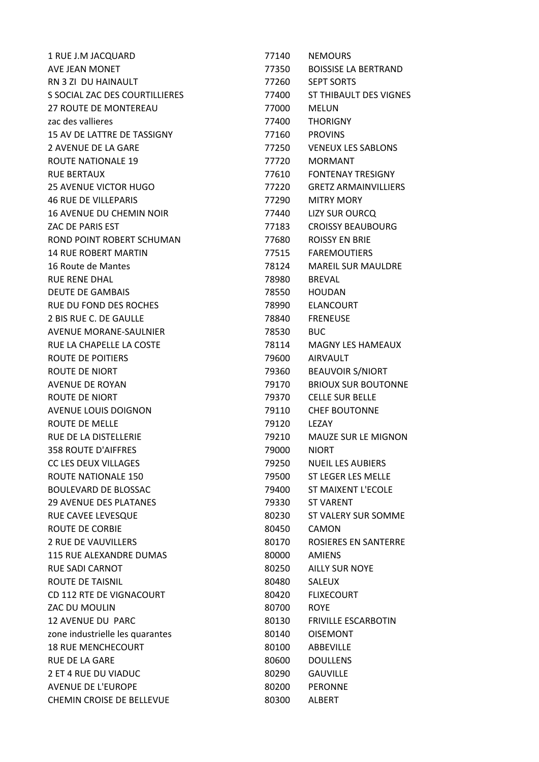| | | |
|---|---|---|
| 1 RUE J.M JACQUARD | 77140 | NEMOURS |
| AVE JEAN MONET | 77350 | BOISSISE LA BERTRAND |
| RN 3 ZI DU HAINAULT | 77260 | SEPT SORTS |
| S SOCIAL ZAC DES COURTILLIERES | 77400 | ST THIBAULT DES VIGNES |
| 27 ROUTE DE MONTEREAU | 77000 | MELUN |
| zac des vallieres | 77400 | THORIGNY |
| 15 AV DE LATTRE DE TASSIGNY | 77160 | PROVINS |
| 2 AVENUE DE LA GARE | 77250 | VENEUX LES SABLONS |
| ROUTE NATIONALE 19 | 77720 | MORMANT |
| RUE BERTAUX | 77610 | FONTENAY TRESIGNY |
| 25 AVENUE VICTOR HUGO | 77220 | GRETZ ARMAINVILLIERS |
| 46 RUE DE VILLEPARIS | 77290 | MITRY MORY |
| 16 AVENUE DU CHEMIN NOIR | 77440 | LIZY SUR OURCQ |
| ZAC DE PARIS EST | 77183 | CROISSY BEAUBOURG |
| ROND POINT ROBERT SCHUMAN | 77680 | ROISSY EN BRIE |
| 14 RUE ROBERT MARTIN | 77515 | FAREMOUTIERS |
| 16 Route de Mantes | 78124 | MAREIL SUR MAULDRE |
| RUE RENE DHAL | 78980 | BREVAL |
| DEUTE DE GAMBAIS | 78550 | HOUDAN |
| RUE DU FOND DES ROCHES | 78990 | ELANCOURT |
| 2 BIS RUE C. DE GAULLE | 78840 | FRENEUSE |
| AVENUE MORANE-SAULNIER | 78530 | BUC |
| RUE LA CHAPELLE LA COSTE | 78114 | MAGNY LES HAMEAUX |
| ROUTE DE POITIERS | 79600 | AIRVAULT |
| ROUTE DE NIORT | 79360 | BEAUVOIR S/NIORT |
| AVENUE DE ROYAN | 79170 | BRIOUX SUR BOUTONNE |
| ROUTE DE NIORT | 79370 | CELLE SUR BELLE |
| AVENUE LOUIS DOIGNON | 79110 | CHEF BOUTONNE |
| ROUTE DE MELLE | 79120 | LEZAY |
| RUE DE LA DISTELLERIE | 79210 | MAUZE SUR LE MIGNON |
| 358 ROUTE D'AIFFRES | 79000 | NIORT |
| CC LES DEUX VILLAGES | 79250 | NUEIL LES AUBIERS |
| ROUTE NATIONALE 150 | 79500 | ST LEGER LES MELLE |
| BOULEVARD DE BLOSSAC | 79400 | ST MAIXENT L'ECOLE |
| 29 AVENUE DES PLATANES | 79330 | ST VARENT |
| RUE CAVEE LEVESQUE | 80230 | ST VALERY SUR SOMME |
| ROUTE DE CORBIE | 80450 | CAMON |
| 2 RUE DE VAUVILLERS | 80170 | ROSIERES EN SANTERRE |
| 115 RUE ALEXANDRE DUMAS | 80000 | AMIENS |
| RUE SADI CARNOT | 80250 | AILLY SUR NOYE |
| ROUTE DE TAISNIL | 80480 | SALEUX |
| CD 112 RTE DE VIGNACOURT | 80420 | FLIXECOURT |
| ZAC DU MOULIN | 80700 | ROYE |
| 12 AVENUE DU PARC | 80130 | FRIVILLE ESCARBOTIN |
| zone industrielle les quarantes | 80140 | OISEMONT |
| 18 RUE MENCHECOURT | 80100 | ABBEVILLE |
| RUE DE LA GARE | 80600 | DOULLENS |
| 2 ET 4 RUE DU VIADUC | 80290 | GAUVILLE |
| AVENUE DE L'EUROPE | 80200 | PERONNE |
| CHEMIN CROISE DE BELLEVUE | 80300 | ALBERT |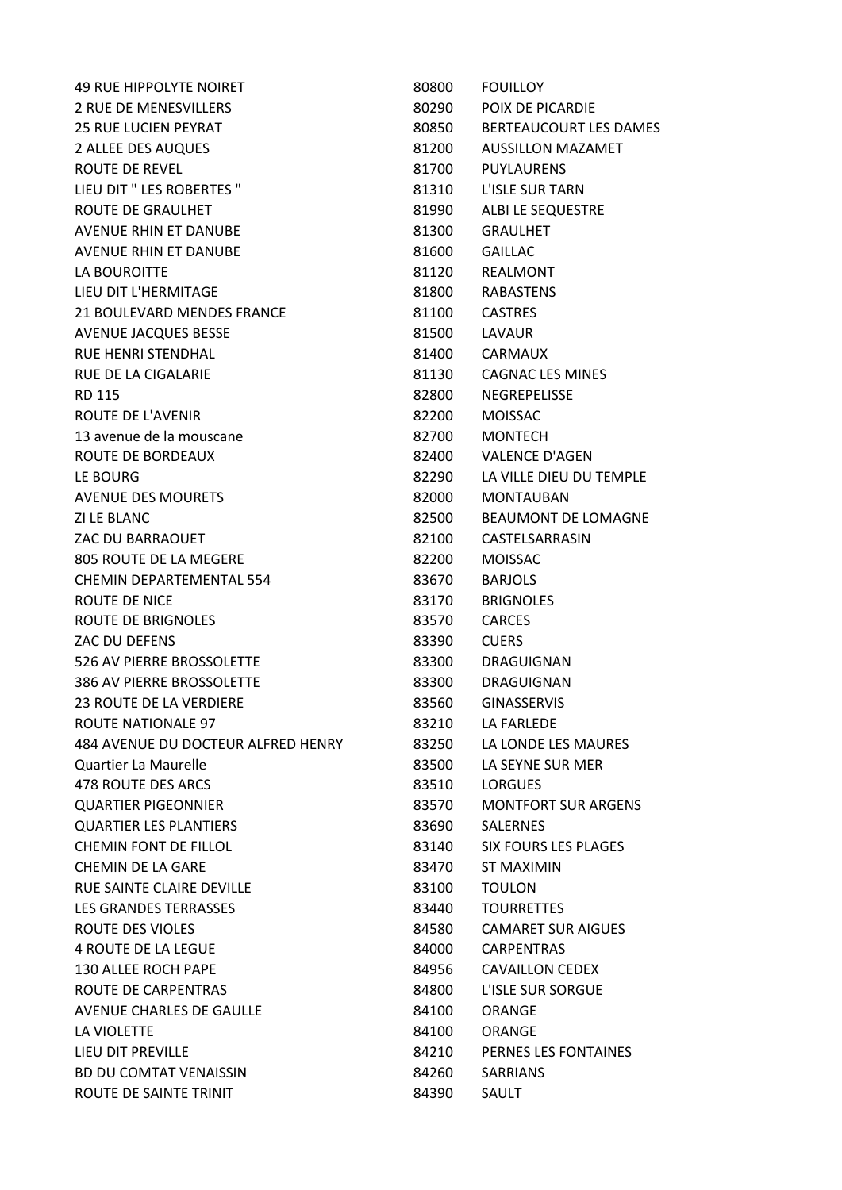| | | |
|---|---|---|
| 49 RUE HIPPOLYTE NOIRET | 80800 | FOUILLOY |
| 2 RUE DE MENESVILLERS | 80290 | POIX DE PICARDIE |
| 25 RUE LUCIEN PEYRAT | 80850 | BERTEAUCOURT LES DAMES |
| 2 ALLEE DES AUQUES | 81200 | AUSSILLON MAZAMET |
| ROUTE DE REVEL | 81700 | PUYLAURENS |
| LIEU DIT " LES ROBERTES " | 81310 | L'ISLE SUR TARN |
| ROUTE DE GRAULHET | 81990 | ALBI LE SEQUESTRE |
| AVENUE RHIN ET DANUBE | 81300 | GRAULHET |
| AVENUE RHIN ET DANUBE | 81600 | GAILLAC |
| LA BOUROITTE | 81120 | REALMONT |
| LIEU DIT L'HERMITAGE | 81800 | RABASTENS |
| 21 BOULEVARD MENDES FRANCE | 81100 | CASTRES |
| AVENUE JACQUES BESSE | 81500 | LAVAUR |
| RUE HENRI STENDHAL | 81400 | CARMAUX |
| RUE DE LA CIGALARIE | 81130 | CAGNAC LES MINES |
| RD 115 | 82800 | NEGREPELISSE |
| ROUTE DE L'AVENIR | 82200 | MOISSAC |
| 13 avenue de la mouscane | 82700 | MONTECH |
| ROUTE DE BORDEAUX | 82400 | VALENCE D'AGEN |
| LE BOURG | 82290 | LA VILLE DIEU DU TEMPLE |
| AVENUE DES MOURETS | 82000 | MONTAUBAN |
| ZI LE BLANC | 82500 | BEAUMONT DE LOMAGNE |
| ZAC DU BARRAOUET | 82100 | CASTELSARRASIN |
| 805 ROUTE DE LA MEGERE | 82200 | MOISSAC |
| CHEMIN DEPARTEMENTAL 554 | 83670 | BARJOLS |
| ROUTE DE NICE | 83170 | BRIGNOLES |
| ROUTE DE BRIGNOLES | 83570 | CARCES |
| ZAC DU DEFENS | 83390 | CUERS |
| 526 AV PIERRE BROSSOLETTE | 83300 | DRAGUIGNAN |
| 386 AV PIERRE BROSSOLETTE | 83300 | DRAGUIGNAN |
| 23 ROUTE DE LA VERDIERE | 83560 | GINASSERVIS |
| ROUTE NATIONALE 97 | 83210 | LA FARLEDE |
| 484 AVENUE DU DOCTEUR ALFRED HENRY | 83250 | LA LONDE LES MAURES |
| Quartier La Maurelle | 83500 | LA SEYNE SUR MER |
| 478 ROUTE DES ARCS | 83510 | LORGUES |
| QUARTIER PIGEONNIER | 83570 | MONTFORT SUR ARGENS |
| QUARTIER LES PLANTIERS | 83690 | SALERNES |
| CHEMIN FONT DE FILLOL | 83140 | SIX FOURS LES PLAGES |
| CHEMIN DE LA GARE | 83470 | ST MAXIMIN |
| RUE SAINTE CLAIRE DEVILLE | 83100 | TOULON |
| LES GRANDES TERRASSES | 83440 | TOURRETTES |
| ROUTE DES VIOLES | 84580 | CAMARET SUR AIGUES |
| 4 ROUTE DE LA LEGUE | 84000 | CARPENTRAS |
| 130 ALLEE ROCH PAPE | 84956 | CAVAILLON CEDEX |
| ROUTE DE CARPENTRAS | 84800 | L'ISLE SUR SORGUE |
| AVENUE CHARLES DE GAULLE | 84100 | ORANGE |
| LA VIOLETTE | 84100 | ORANGE |
| LIEU DIT PREVILLE | 84210 | PERNES LES FONTAINES |
| BD DU COMTAT VENAISSIN | 84260 | SARRIANS |
| ROUTE DE SAINTE TRINIT | 84390 | SAULT |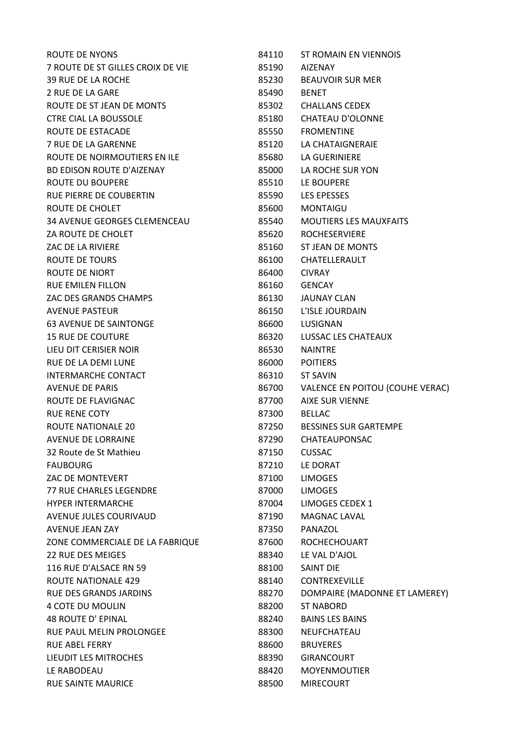| | | |
|---|---|---|
| ROUTE DE NYONS | 84110 | ST ROMAIN EN VIENNOIS |
| 7 ROUTE DE ST GILLES CROIX DE VIE | 85190 | AIZENAY |
| 39 RUE DE LA ROCHE | 85230 | BEAUVOIR SUR MER |
| 2 RUE DE LA GARE | 85490 | BENET |
| ROUTE DE ST JEAN DE MONTS | 85302 | CHALLANS CEDEX |
| CTRE CIAL LA BOUSSOLE | 85180 | CHATEAU D'OLONNE |
| ROUTE DE ESTACADE | 85550 | FROMENTINE |
| 7 RUE DE LA GARENNE | 85120 | LA CHATAIGNERAIE |
| ROUTE DE NOIRMOUTIERS EN ILE | 85680 | LA GUERINIERE |
| BD EDISON ROUTE D'AIZENAY | 85000 | LA ROCHE SUR YON |
| ROUTE DU BOUPERE | 85510 | LE BOUPERE |
| RUE PIERRE DE COUBERTIN | 85590 | LES EPESSES |
| ROUTE DE CHOLET | 85600 | MONTAIGU |
| 34 AVENUE GEORGES CLEMENCEAU | 85540 | MOUTIERS LES MAUXFAITS |
| ZA ROUTE DE CHOLET | 85620 | ROCHESERVIERE |
| ZAC DE LA RIVIERE | 85160 | ST JEAN DE MONTS |
| ROUTE DE TOURS | 86100 | CHATELLERAULT |
| ROUTE DE NIORT | 86400 | CIVRAY |
| RUE EMILEN FILLON | 86160 | GENCAY |
| ZAC DES GRANDS CHAMPS | 86130 | JAUNAY CLAN |
| AVENUE PASTEUR | 86150 | L'ISLE JOURDAIN |
| 63 AVENUE DE SAINTONGE | 86600 | LUSIGNAN |
| 15 RUE DE COUTURE | 86320 | LUSSAC LES CHATEAUX |
| LIEU DIT CERISIER NOIR | 86530 | NAINTRE |
| RUE DE LA DEMI LUNE | 86000 | POITIERS |
| INTERMARCHE CONTACT | 86310 | ST SAVIN |
| AVENUE DE PARIS | 86700 | VALENCE EN POITOU (COUHE VERAC) |
| ROUTE DE FLAVIGNAC | 87700 | AIXE SUR VIENNE |
| RUE RENE COTY | 87300 | BELLAC |
| ROUTE NATIONALE 20 | 87250 | BESSINES SUR GARTEMPE |
| AVENUE DE LORRAINE | 87290 | CHATEAUPONSAC |
| 32 Route de St Mathieu | 87150 | CUSSAC |
| FAUBOURG | 87210 | LE DORAT |
| ZAC DE MONTEVERT | 87100 | LIMOGES |
| 77 RUE CHARLES LEGENDRE | 87000 | LIMOGES |
| HYPER INTERMARCHE | 87004 | LIMOGES CEDEX 1 |
| AVENUE JULES COURIVAUD | 87190 | MAGNAC LAVAL |
| AVENUE JEAN ZAY | 87350 | PANAZOL |
| ZONE COMMERCIALE DE LA FABRIQUE | 87600 | ROCHECHOUART |
| 22 RUE DES MEIGES | 88340 | LE VAL D'AJOL |
| 116 RUE D'ALSACE RN 59 | 88100 | SAINT DIE |
| ROUTE NATIONALE 429 | 88140 | CONTREXEVILLE |
| RUE DES GRANDS JARDINS | 88270 | DOMPAIRE (MADONNE ET LAMEREY) |
| 4 COTE DU MOULIN | 88200 | ST NABORD |
| 48 ROUTE D' EPINAL | 88240 | BAINS LES BAINS |
| RUE PAUL MELIN PROLONGEE | 88300 | NEUFCHATEAU |
| RUE ABEL FERRY | 88600 | BRUYERES |
| LIEUDIT LES MITROCHES | 88390 | GIRANCOURT |
| LE RABODEAU | 88420 | MOYENMOUTIER |
| RUE SAINTE MAURICE | 88500 | MIRECOURT |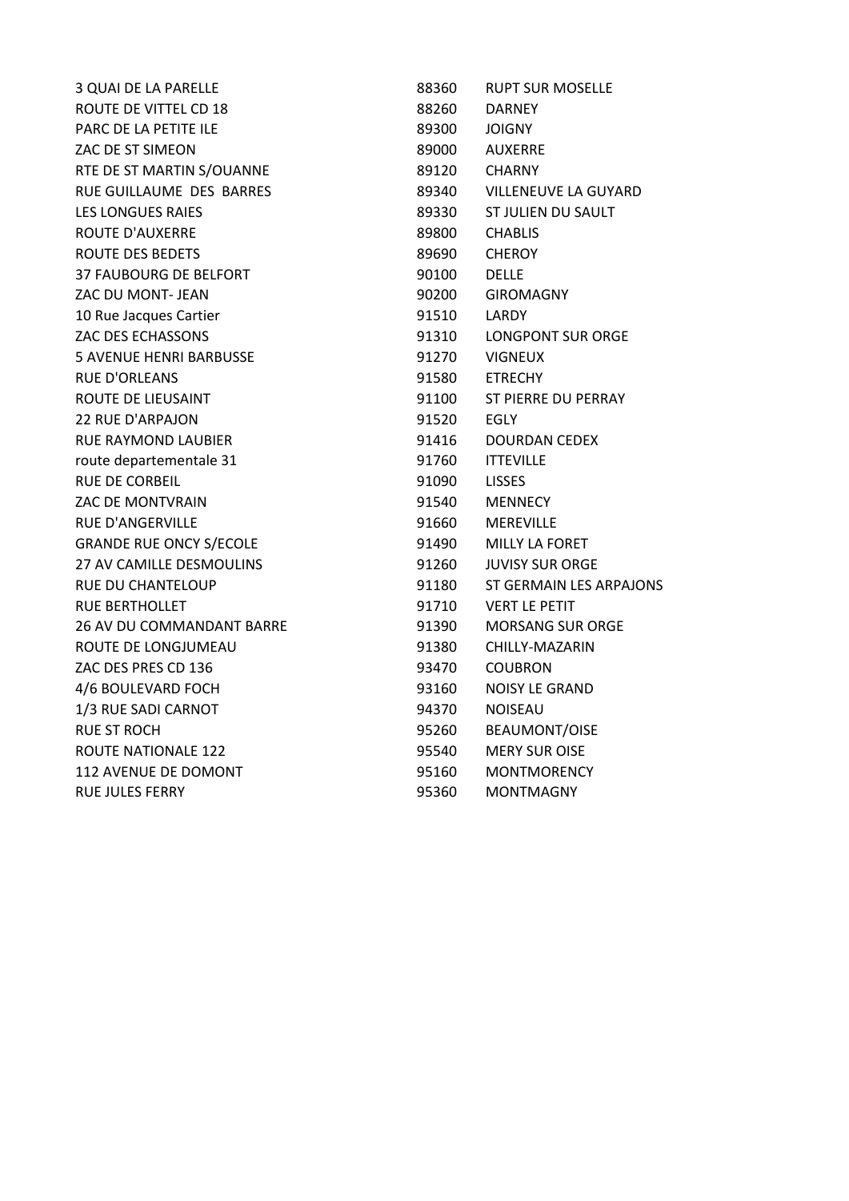| | | |
|---|---|---|
| 3 QUAI DE LA PARELLE | 88360 | RUPT SUR MOSELLE |
| ROUTE DE VITTEL CD 18 | 88260 | DARNEY |
| PARC DE LA PETITE ILE | 89300 | JOIGNY |
| ZAC DE ST SIMEON | 89000 | AUXERRE |
| RTE DE ST MARTIN S/OUANNE | 89120 | CHARNY |
| RUE GUILLAUME  DES  BARRES | 89340 | VILLENEUVE LA GUYARD |
| LES LONGUES RAIES | 89330 | ST JULIEN DU SAULT |
| ROUTE D'AUXERRE | 89800 | CHABLIS |
| ROUTE DES BEDETS | 89690 | CHEROY |
| 37 FAUBOURG DE BELFORT | 90100 | DELLE |
| ZAC DU MONT- JEAN | 90200 | GIROMAGNY |
| 10 Rue Jacques Cartier | 91510 | LARDY |
| ZAC DES ECHASSONS | 91310 | LONGPONT SUR ORGE |
| 5 AVENUE HENRI BARBUSSE | 91270 | VIGNEUX |
| RUE D'ORLEANS | 91580 | ETRECHY |
| ROUTE DE LIEUSAINT | 91100 | ST PIERRE DU PERRAY |
| 22 RUE D'ARPAJON | 91520 | EGLY |
| RUE RAYMOND LAUBIER | 91416 | DOURDAN CEDEX |
| route departementale 31 | 91760 | ITTEVILLE |
| RUE DE CORBEIL | 91090 | LISSES |
| ZAC DE MONTVRAIN | 91540 | MENNECY |
| RUE D'ANGERVILLE | 91660 | MEREVILLE |
| GRANDE RUE ONCY S/ECOLE | 91490 | MILLY LA FORET |
| 27 AV CAMILLE DESMOULINS | 91260 | JUVISY SUR ORGE |
| RUE DU CHANTELOUP | 91180 | ST GERMAIN LES ARPAJONS |
| RUE BERTHOLLET | 91710 | VERT LE PETIT |
| 26 AV DU COMMANDANT BARRE | 91390 | MORSANG SUR ORGE |
| ROUTE DE LONGJUMEAU | 91380 | CHILLY-MAZARIN |
| ZAC DES PRES CD 136 | 93470 | COUBRON |
| 4/6 BOULEVARD FOCH | 93160 | NOISY LE GRAND |
| 1/3 RUE SADI CARNOT | 94370 | NOISEAU |
| RUE ST ROCH | 95260 | BEAUMONT/OISE |
| ROUTE NATIONALE 122 | 95540 | MERY SUR OISE |
| 112 AVENUE DE DOMONT | 95160 | MONTMORENCY |
| RUE JULES FERRY | 95360 | MONTMAGNY |